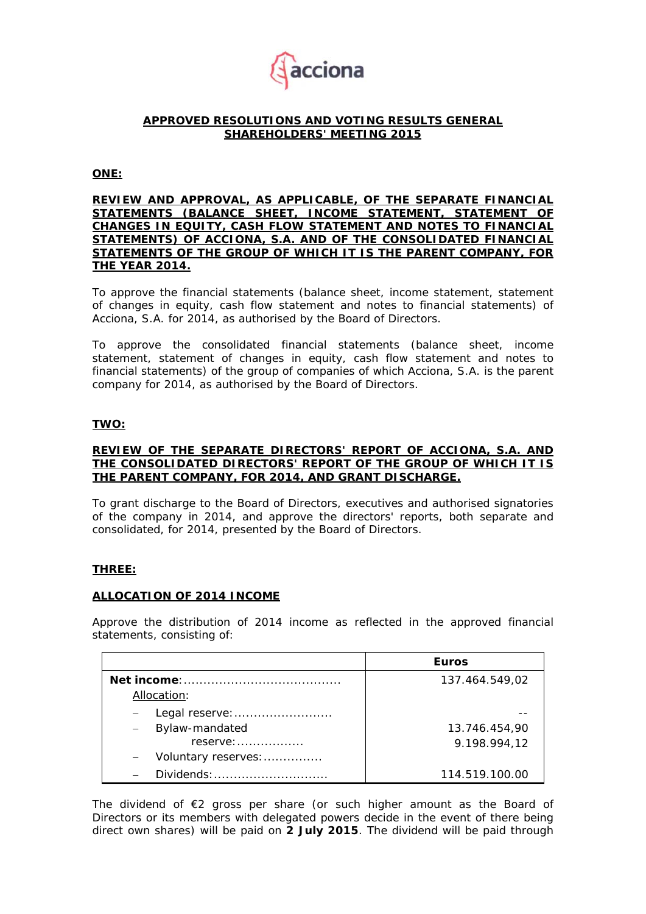**APPROVED RESOLUTIONS AND VOTING RESULTS GENERAL SHAREHOLDERS' MEETING 2015**

**ONE:**

**REVIEW AND APPROVAL, AS APPLICABLE, OF THE SEPARATE FINANCIAL STATEMENTS (BALANCE SHEET, INCOME STATEMENT, STATEMENT OF CHANGES IN EQUITY, CASH FLOW STATEMENT AND NOTES TO FINANCIAL STATEMENTS) OF ACCIONA, S.A. AND OF THE CONSOLIDATED FINANCIAL STATEMENTS OF THE GROUP OF WHICH IT IS THE PARENT COMPANY, FOR THE YEAR 2014.**

To approve the financial statements (balance sheet, income statement, statement of changes in equity, cash flow statement and notes to financial statements) of Acciona, S.A. for 2014, as authorised by the Board of Directors.

To approve the consolidated financial statements (balance sheet, income statement, statement of changes in equity, cash flow statement and notes to financial statements) of the group of companies of which Acciona, S.A. is the parent company for 2014, as authorised by the Board of Directors.

**TWO:**

**REVIEW OF THE SEPARATE DIRECTORS' REPORT OF ACCIONA, S.A. AND THE CONSOLIDATED DIRECTORS' REPORT OF THE GROUP OF WHICH IT IS THE PARENT COMPANY, FOR 2014, AND GRANT DISCHARGE.**

To grant discharge to the Board of Directors, executives and authorised signatories of the company in 2014, and approve the directors' reports, both separate and consolidated, for 2014, presented by the Board of Directors.

**THREE:**

**ALLOCATION OF 2014 INCOME**

Approve the distribution of 2014 income as reflected in the approved financial statements, consisting of:

| | **Euros** |
|---|---|
| **Net income**:........................................ | 137.464.549,02 |
| Allocation: | |
| – Legal reserve:......................... | -- |
| – Bylaw-mandated reserve:................. | 13.746.454,90 |
| – Voluntary reserves:............... | 9.198.994,12 |
| – Dividends:............................. | 114.519.100.00 |

The dividend of €2 gross per share (or such higher amount as the Board of Directors or its members with delegated powers decide in the event of there being direct own shares) will be paid on **2 July 2015**. The dividend will be paid through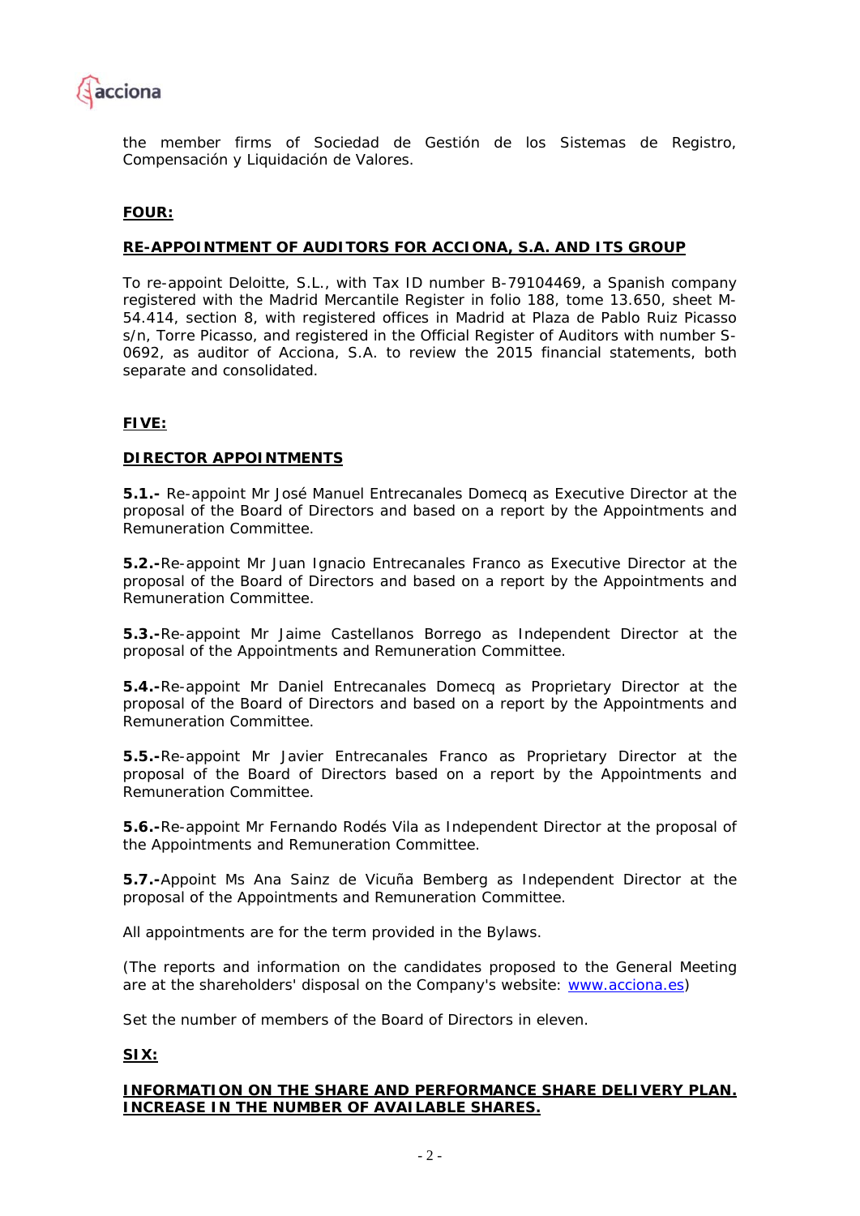the member firms of Sociedad de Gestión de los Sistemas de Registro, Compensación y Liquidación de Valores.

**FOUR:**

**RE-APPOINTMENT OF AUDITORS FOR ACCIONA, S.A. AND ITS GROUP**

To re-appoint Deloitte, S.L., with Tax ID number B-79104469, a Spanish company registered with the Madrid Mercantile Register in folio 188, tome 13.650, sheet M-54.414, section 8, with registered offices in Madrid at Plaza de Pablo Ruiz Picasso s/n, Torre Picasso, and registered in the Official Register of Auditors with number S-0692, as auditor of Acciona, S.A. to review the 2015 financial statements, both separate and consolidated.

**FIVE:**

**DIRECTOR APPOINTMENTS**

**5.1.-** Re-appoint Mr José Manuel Entrecanales Domecq as Executive Director at the proposal of the Board of Directors and based on a report by the Appointments and Remuneration Committee.

**5.2.-**Re-appoint Mr Juan Ignacio Entrecanales Franco as Executive Director at the proposal of the Board of Directors and based on a report by the Appointments and Remuneration Committee.

**5.3.-**Re-appoint Mr Jaime Castellanos Borrego as Independent Director at the proposal of the Appointments and Remuneration Committee.

**5.4.-**Re-appoint Mr Daniel Entrecanales Domecq as Proprietary Director at the proposal of the Board of Directors and based on a report by the Appointments and Remuneration Committee.

**5.5.-**Re-appoint Mr Javier Entrecanales Franco as Proprietary Director at the proposal of the Board of Directors based on a report by the Appointments and Remuneration Committee.

**5.6.-**Re-appoint Mr Fernando Rodés Vila as Independent Director at the proposal of the Appointments and Remuneration Committee.

**5.7.-**Appoint Ms Ana Sainz de Vicuña Bemberg as Independent Director at the proposal of the Appointments and Remuneration Committee.

All appointments are for the term provided in the Bylaws.

(The reports and information on the candidates proposed to the General Meeting are at the shareholders' disposal on the Company's website: www.acciona.es)

Set the number of members of the Board of Directors in eleven.

**SIX:**

**INFORMATION ON THE SHARE AND PERFORMANCE SHARE DELIVERY PLAN. INCREASE IN THE NUMBER OF AVAILABLE SHARES.**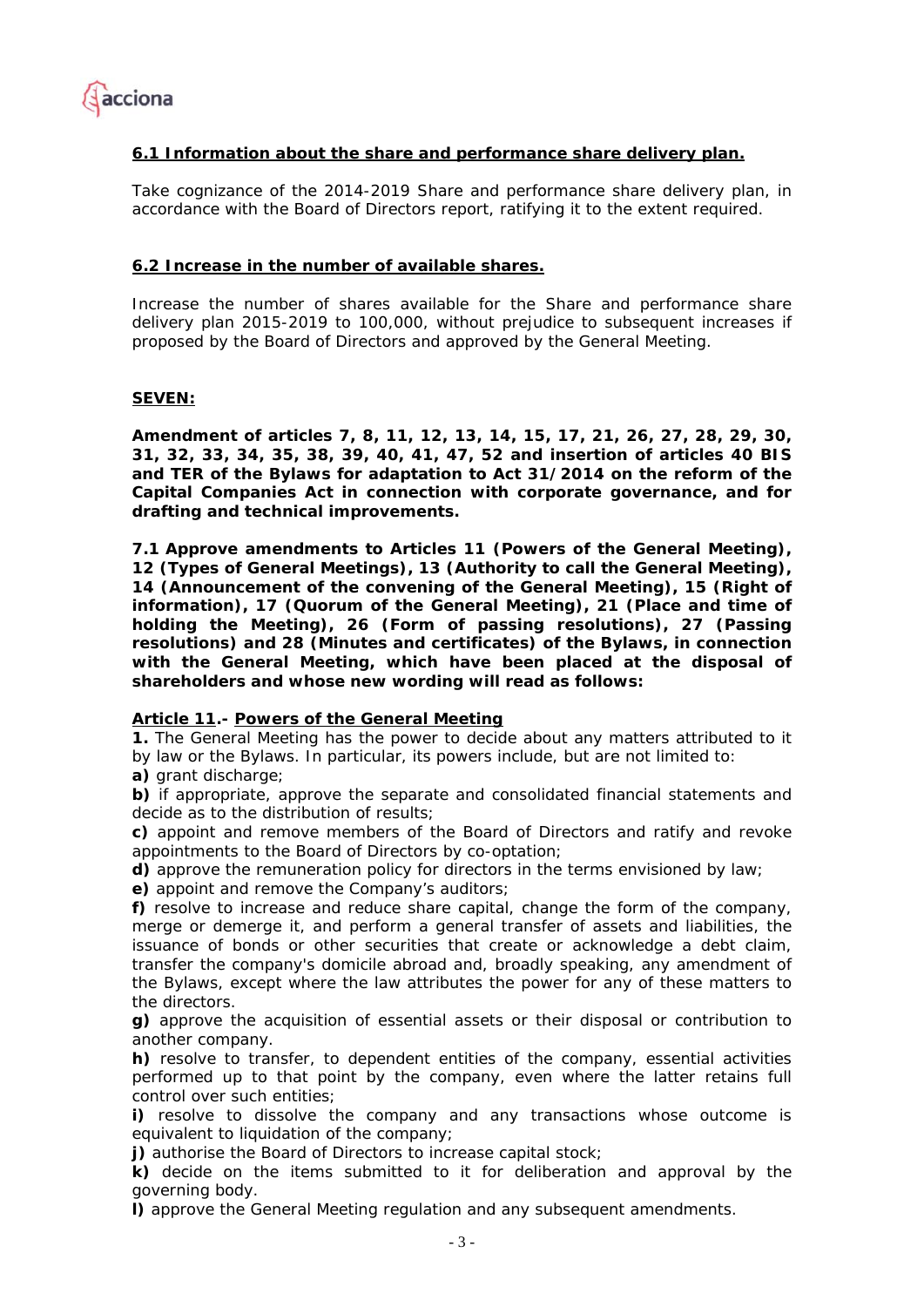**6.1 Information about the share and performance share delivery plan.**

Take cognizance of the 2014-2019 Share and performance share delivery plan, in accordance with the Board of Directors report, ratifying it to the extent required.

**6.2 Increase in the number of available shares.**

Increase the number of shares available for the Share and performance share delivery plan 2015-2019 to 100,000, without prejudice to subsequent increases if proposed by the Board of Directors and approved by the General Meeting.

**SEVEN:**

**Amendment of articles 7, 8, 11, 12, 13, 14, 15, 17, 21, 26, 27, 28, 29, 30, 31, 32, 33, 34, 35, 38, 39, 40, 41, 47, 52 and insertion of articles 40 BIS and TER of the Bylaws for adaptation to Act 31/2014 on the reform of the Capital Companies Act in connection with corporate governance, and for drafting and technical improvements.**

**7.1 Approve amendments to Articles 11 (Powers of the General Meeting), 12 (Types of General Meetings), 13 (Authority to call the General Meeting), 14 (Announcement of the convening of the General Meeting), 15 (Right of information), 17 (Quorum of the General Meeting), 21 (Place and time of holding the Meeting), 26 (Form of passing resolutions), 27 (Passing resolutions) and 28 (Minutes and certificates) of the Bylaws, in connection with the General Meeting, which have been placed at the disposal of shareholders and whose new wording will read as follows:**

**Article 11.- Powers of the General Meeting**

**1.** The General Meeting has the power to decide about any matters attributed to it by law or the Bylaws. In particular, its powers include, but are not limited to:

**a)** grant discharge;

**b)** if appropriate, approve the separate and consolidated financial statements and decide as to the distribution of results;

**c)** appoint and remove members of the Board of Directors and ratify and revoke appointments to the Board of Directors by co-optation;

**d)** approve the remuneration policy for directors in the terms envisioned by law;

**e)** appoint and remove the Company's auditors;

**f)** resolve to increase and reduce share capital, change the form of the company, merge or demerge it, and perform a general transfer of assets and liabilities, the issuance of bonds or other securities that create or acknowledge a debt claim, transfer the company's domicile abroad and, broadly speaking, any amendment of the Bylaws, except where the law attributes the power for any of these matters to the directors.

**g)** approve the acquisition of essential assets or their disposal or contribution to another company.

**h)** resolve to transfer, to dependent entities of the company, essential activities performed up to that point by the company, even where the latter retains full control over such entities;

**i)** resolve to dissolve the company and any transactions whose outcome is equivalent to liquidation of the company;

**j)** authorise the Board of Directors to increase capital stock;

**k)** decide on the items submitted to it for deliberation and approval by the governing body.

**l)** approve the General Meeting regulation and any subsequent amendments.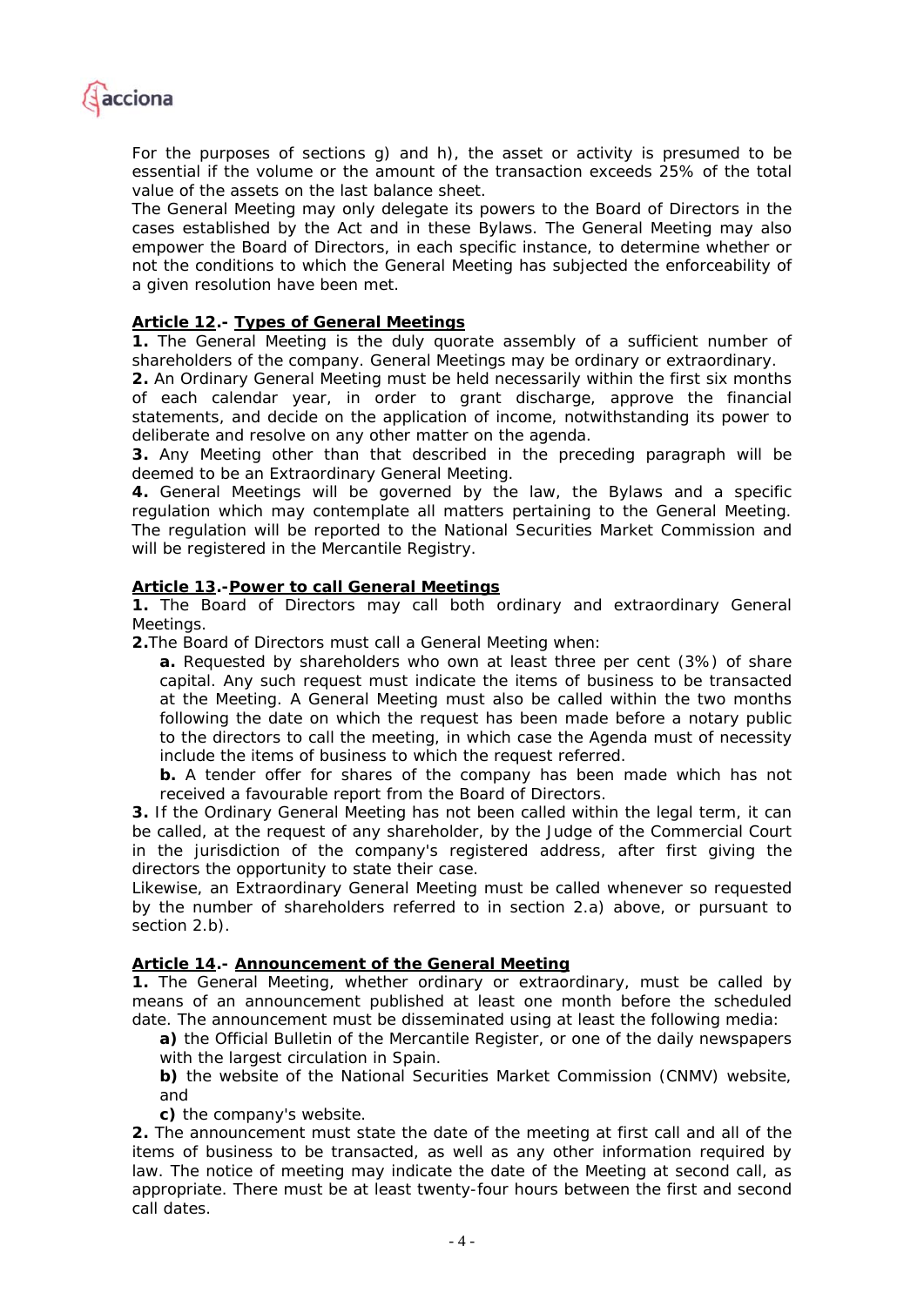For the purposes of sections g) and h), the asset or activity is presumed to be essential if the volume or the amount of the transaction exceeds 25% of the total value of the assets on the last balance sheet.

The General Meeting may only delegate its powers to the Board of Directors in the cases established by the Act and in these Bylaws. The General Meeting may also empower the Board of Directors, in each specific instance, to determine whether or not the conditions to which the General Meeting has subjected the enforceability of a given resolution have been met.

**<u>Article 12</u>.- <u>Types of General Meetings</u>**

**1.** The General Meeting is the duly quorate assembly of a sufficient number of shareholders of the company. General Meetings may be ordinary or extraordinary.

**2.** An Ordinary General Meeting must be held necessarily within the first six months of each calendar year, in order to grant discharge, approve the financial statements, and decide on the application of income, notwithstanding its power to deliberate and resolve on any other matter on the agenda.

**3.** Any Meeting other than that described in the preceding paragraph will be deemed to be an Extraordinary General Meeting.

**4.** General Meetings will be governed by the law, the Bylaws and a specific regulation which may contemplate all matters pertaining to the General Meeting. The regulation will be reported to the National Securities Market Commission and will be registered in the Mercantile Registry.

**<u>Article 13</u>.-<u>Power to call General Meetings</u>**

**1.** The Board of Directors may call both ordinary and extraordinary General Meetings.

**2.** The Board of Directors must call a General Meeting when:

**a.** Requested by shareholders who own at least three per cent (3%) of share capital. Any such request must indicate the items of business to be transacted at the Meeting. A General Meeting must also be called within the two months following the date on which the request has been made before a notary public to the directors to call the meeting, in which case the Agenda must of necessity include the items of business to which the request referred.

**b.** A tender offer for shares of the company has been made which has not received a favourable report from the Board of Directors.

**3.** If the Ordinary General Meeting has not been called within the legal term, it can be called, at the request of any shareholder, by the Judge of the Commercial Court in the jurisdiction of the company's registered address, after first giving the directors the opportunity to state their case.

Likewise, an Extraordinary General Meeting must be called whenever so requested by the number of shareholders referred to in section 2.a) above, or pursuant to section 2.b).

**<u>Article 14</u>.- <u>Announcement of the General Meeting</u>**

**1.** The General Meeting, whether ordinary or extraordinary, must be called by means of an announcement published at least one month before the scheduled date. The announcement must be disseminated using at least the following media:

**a)** the Official Bulletin of the Mercantile Register, or one of the daily newspapers with the largest circulation in Spain.

**b)** the website of the National Securities Market Commission (CNMV) website, and

**c)** the company's website.

**2.** The announcement must state the date of the meeting at first call and all of the items of business to be transacted, as well as any other information required by law. The notice of meeting may indicate the date of the Meeting at second call, as appropriate. There must be at least twenty-four hours between the first and second call dates.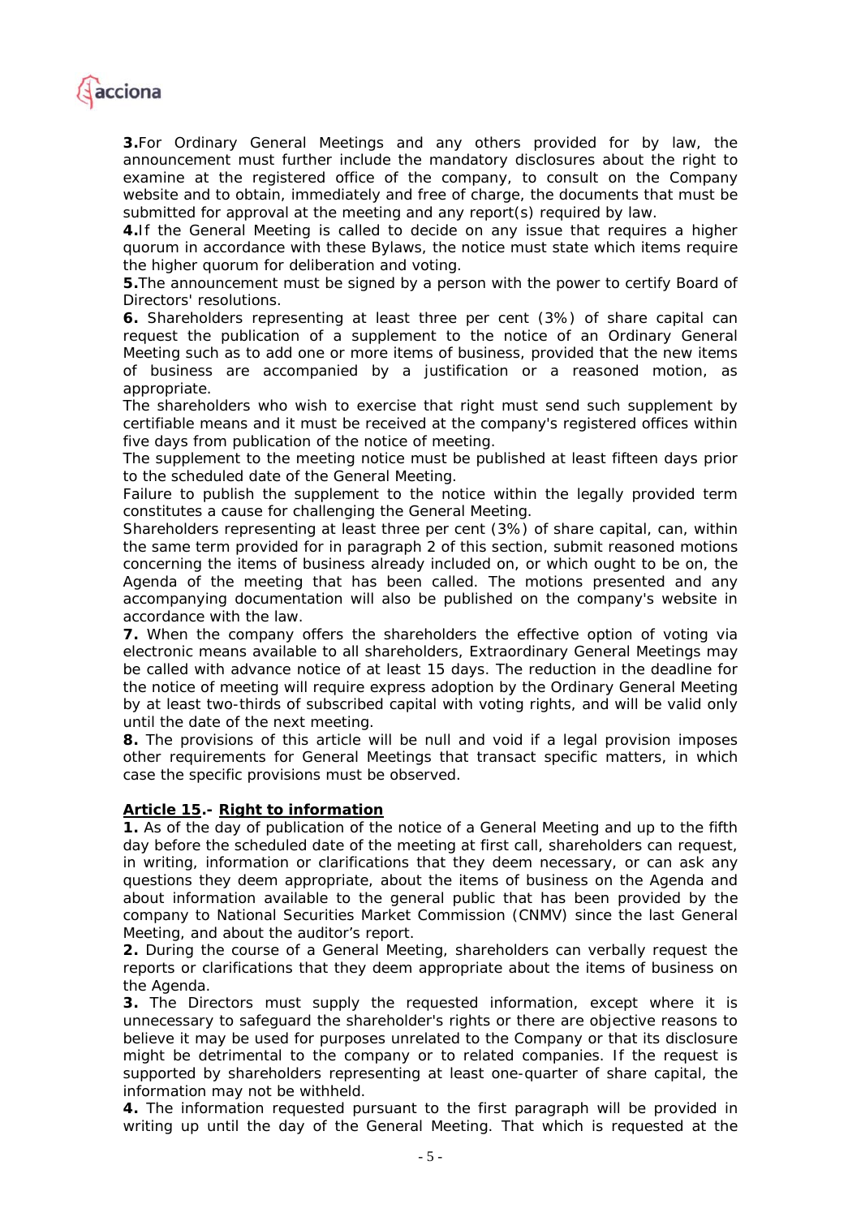**3.**For Ordinary General Meetings and any others provided for by law, the announcement must further include the mandatory disclosures about the right to examine at the registered office of the company, to consult on the Company website and to obtain, immediately and free of charge, the documents that must be submitted for approval at the meeting and any report(s) required by law.

**4.**If the General Meeting is called to decide on any issue that requires a higher quorum in accordance with these Bylaws, the notice must state which items require the higher quorum for deliberation and voting.

**5.**The announcement must be signed by a person with the power to certify Board of Directors' resolutions.

**6.** Shareholders representing at least three per cent (3%) of share capital can request the publication of a supplement to the notice of an Ordinary General Meeting such as to add one or more items of business, provided that the new items of business are accompanied by a justification or a reasoned motion, as appropriate.

The shareholders who wish to exercise that right must send such supplement by certifiable means and it must be received at the company's registered offices within five days from publication of the notice of meeting.

The supplement to the meeting notice must be published at least fifteen days prior to the scheduled date of the General Meeting.

Failure to publish the supplement to the notice within the legally provided term constitutes a cause for challenging the General Meeting.

Shareholders representing at least three per cent (3%) of share capital, can, within the same term provided for in paragraph 2 of this section, submit reasoned motions concerning the items of business already included on, or which ought to be on, the Agenda of the meeting that has been called. The motions presented and any accompanying documentation will also be published on the company's website in accordance with the law.

**7.** When the company offers the shareholders the effective option of voting via electronic means available to all shareholders, Extraordinary General Meetings may be called with advance notice of at least 15 days. The reduction in the deadline for the notice of meeting will require express adoption by the Ordinary General Meeting by at least two-thirds of subscribed capital with voting rights, and will be valid only until the date of the next meeting.

**8.** The provisions of this article will be null and void if a legal provision imposes other requirements for General Meetings that transact specific matters, in which case the specific provisions must be observed.

**Article 15.- Right to information**

**1.** As of the day of publication of the notice of a General Meeting and up to the fifth day before the scheduled date of the meeting at first call, shareholders can request, in writing, information or clarifications that they deem necessary, or can ask any questions they deem appropriate, about the items of business on the Agenda and about information available to the general public that has been provided by the company to National Securities Market Commission (CNMV) since the last General Meeting, and about the auditor's report.

**2.** During the course of a General Meeting, shareholders can verbally request the reports or clarifications that they deem appropriate about the items of business on the Agenda.

**3.** The Directors must supply the requested information, except where it is unnecessary to safeguard the shareholder's rights or there are objective reasons to believe it may be used for purposes unrelated to the Company or that its disclosure might be detrimental to the company or to related companies. If the request is supported by shareholders representing at least one-quarter of share capital, the information may not be withheld.

**4.** The information requested pursuant to the first paragraph will be provided in writing up until the day of the General Meeting. That which is requested at the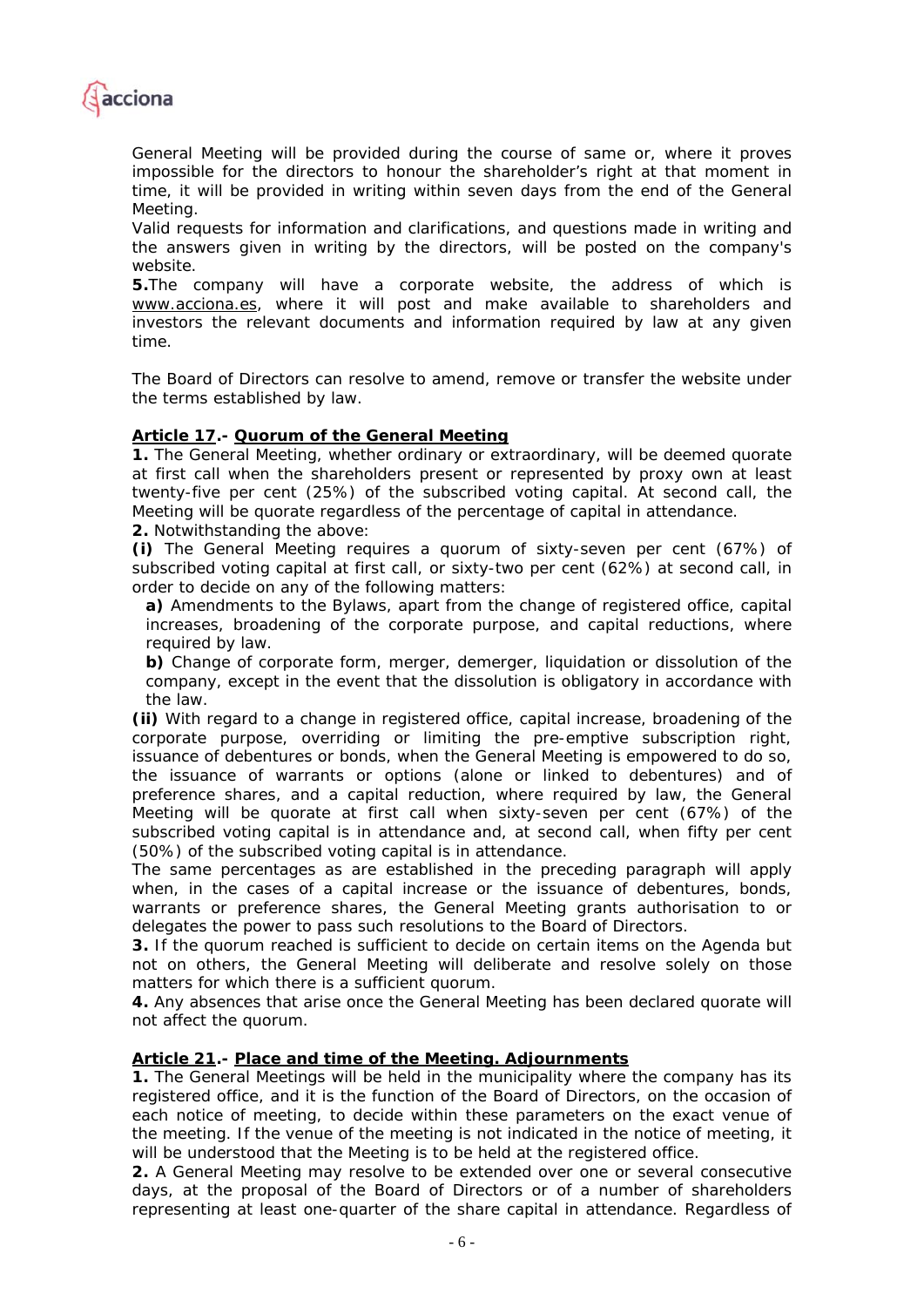General Meeting will be provided during the course of same or, where it proves impossible for the directors to honour the shareholder's right at that moment in time, it will be provided in writing within seven days from the end of the General Meeting.

Valid requests for information and clarifications, and questions made in writing and the answers given in writing by the directors, will be posted on the company's website.

**5.**The company will have a corporate website, the address of which is www.acciona.es, where it will post and make available to shareholders and investors the relevant documents and information required by law at any given time.

The Board of Directors can resolve to amend, remove or transfer the website under the terms established by law.

**Article 17.- Quorum of the General Meeting**

**1.** The General Meeting, whether ordinary or extraordinary, will be deemed quorate at first call when the shareholders present or represented by proxy own at least twenty-five per cent (25%) of the subscribed voting capital. At second call, the Meeting will be quorate regardless of the percentage of capital in attendance.

**2.** Notwithstanding the above:

**(i)** The General Meeting requires a quorum of sixty-seven per cent (67%) of subscribed voting capital at first call, or sixty-two per cent (62%) at second call, in order to decide on any of the following matters:

**a)** Amendments to the Bylaws, apart from the change of registered office, capital increases, broadening of the corporate purpose, and capital reductions, where required by law.

**b)** Change of corporate form, merger, demerger, liquidation or dissolution of the company, except in the event that the dissolution is obligatory in accordance with the law.

**(ii)** With regard to a change in registered office, capital increase, broadening of the corporate purpose, overriding or limiting the pre-emptive subscription right, issuance of debentures or bonds, when the General Meeting is empowered to do so, the issuance of warrants or options (alone or linked to debentures) and of preference shares, and a capital reduction, where required by law, the General Meeting will be quorate at first call when sixty-seven per cent (67%) of the subscribed voting capital is in attendance and, at second call, when fifty per cent (50%) of the subscribed voting capital is in attendance.

The same percentages as are established in the preceding paragraph will apply when, in the cases of a capital increase or the issuance of debentures, bonds, warrants or preference shares, the General Meeting grants authorisation to or delegates the power to pass such resolutions to the Board of Directors.

**3.** If the quorum reached is sufficient to decide on certain items on the Agenda but not on others, the General Meeting will deliberate and resolve solely on those matters for which there is a sufficient quorum.

**4.** Any absences that arise once the General Meeting has been declared quorate will not affect the quorum.

**Article 21.- Place and time of the Meeting. Adjournments**

**1.** The General Meetings will be held in the municipality where the company has its registered office, and it is the function of the Board of Directors, on the occasion of each notice of meeting, to decide within these parameters on the exact venue of the meeting. If the venue of the meeting is not indicated in the notice of meeting, it will be understood that the Meeting is to be held at the registered office.

**2.** A General Meeting may resolve to be extended over one or several consecutive days, at the proposal of the Board of Directors or of a number of shareholders representing at least one-quarter of the share capital in attendance. Regardless of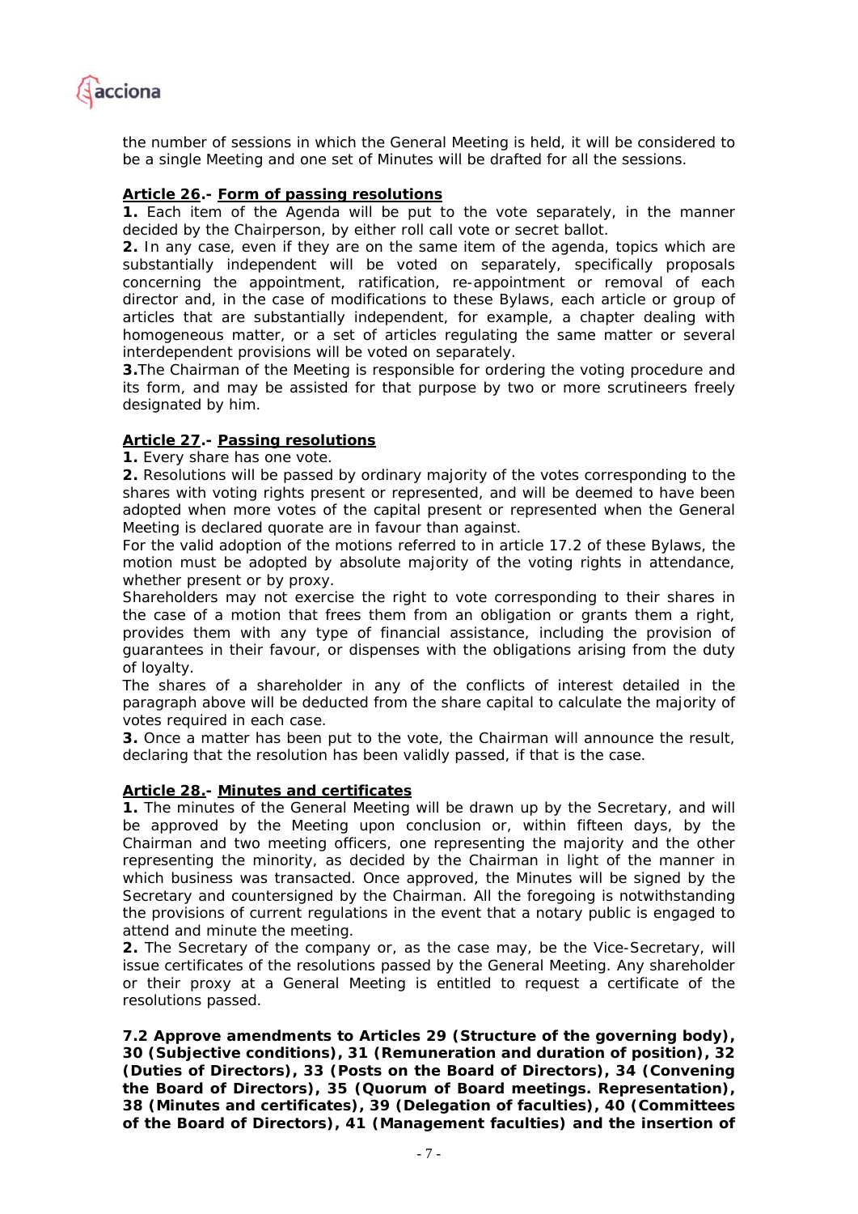the number of sessions in which the General Meeting is held, it will be considered to be a single Meeting and one set of Minutes will be drafted for all the sessions.

**Article 26.- Form of passing resolutions**

**1.** Each item of the Agenda will be put to the vote separately, in the manner decided by the Chairperson, by either roll call vote or secret ballot.

**2.** In any case, even if they are on the same item of the agenda, topics which are substantially independent will be voted on separately, specifically proposals concerning the appointment, ratification, re-appointment or removal of each director and, in the case of modifications to these Bylaws, each article or group of articles that are substantially independent, for example, a chapter dealing with homogeneous matter, or a set of articles regulating the same matter or several interdependent provisions will be voted on separately.

**3.** The Chairman of the Meeting is responsible for ordering the voting procedure and its form, and may be assisted for that purpose by two or more scrutineers freely designated by him.

**Article 27.- Passing resolutions**

**1.** Every share has one vote.

**2.** Resolutions will be passed by ordinary majority of the votes corresponding to the shares with voting rights present or represented, and will be deemed to have been adopted when more votes of the capital present or represented when the General Meeting is declared quorate are in favour than against.

For the valid adoption of the motions referred to in article 17.2 of these Bylaws, the motion must be adopted by absolute majority of the voting rights in attendance, whether present or by proxy.

Shareholders may not exercise the right to vote corresponding to their shares in the case of a motion that frees them from an obligation or grants them a right, provides them with any type of financial assistance, including the provision of guarantees in their favour, or dispenses with the obligations arising from the duty of loyalty.

The shares of a shareholder in any of the conflicts of interest detailed in the paragraph above will be deducted from the share capital to calculate the majority of votes required in each case.

**3.** Once a matter has been put to the vote, the Chairman will announce the result, declaring that the resolution has been validly passed, if that is the case.

**Article 28.- Minutes and certificates**

**1.** The minutes of the General Meeting will be drawn up by the Secretary, and will be approved by the Meeting upon conclusion or, within fifteen days, by the Chairman and two meeting officers, one representing the majority and the other representing the minority, as decided by the Chairman in light of the manner in which business was transacted. Once approved, the Minutes will be signed by the Secretary and countersigned by the Chairman. All the foregoing is notwithstanding the provisions of current regulations in the event that a notary public is engaged to attend and minute the meeting.

**2.** The Secretary of the company or, as the case may, be the Vice-Secretary, will issue certificates of the resolutions passed by the General Meeting. Any shareholder or their proxy at a General Meeting is entitled to request a certificate of the resolutions passed.

**7.2 Approve amendments to Articles 29 (Structure of the governing body), 30 (Subjective conditions), 31 (Remuneration and duration of position), 32 (Duties of Directors), 33 (Posts on the Board of Directors), 34 (Convening the Board of Directors), 35 (Quorum of Board meetings. Representation), 38 (Minutes and certificates), 39 (Delegation of faculties), 40 (Committees of the Board of Directors), 41 (Management faculties) and the insertion of**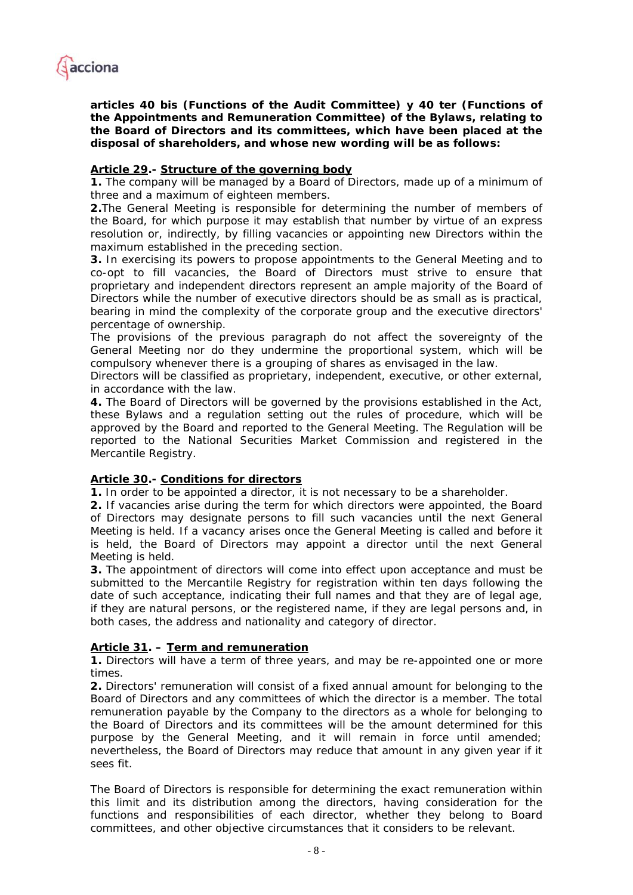**articles 40 bis (Functions of the Audit Committee) y 40 ter (Functions of the Appointments and Remuneration Committee) of the Bylaws, relating to the Board of Directors and its committees, which have been placed at the disposal of shareholders, and whose new wording will be as follows:**

**Article 29.- Structure of the governing body**

**1.** The company will be managed by a Board of Directors, made up of a minimum of three and a maximum of eighteen members.

**2.** The General Meeting is responsible for determining the number of members of the Board, for which purpose it may establish that number by virtue of an express resolution or, indirectly, by filling vacancies or appointing new Directors within the maximum established in the preceding section.

**3.** In exercising its powers to propose appointments to the General Meeting and to co-opt to fill vacancies, the Board of Directors must strive to ensure that proprietary and independent directors represent an ample majority of the Board of Directors while the number of executive directors should be as small as is practical, bearing in mind the complexity of the corporate group and the executive directors' percentage of ownership.

The provisions of the previous paragraph do not affect the sovereignty of the General Meeting nor do they undermine the proportional system, which will be compulsory whenever there is a grouping of shares as envisaged in the law.

Directors will be classified as proprietary, independent, executive, or other external, in accordance with the law.

**4.** The Board of Directors will be governed by the provisions established in the Act, these Bylaws and a regulation setting out the rules of procedure, which will be approved by the Board and reported to the General Meeting. The Regulation will be reported to the National Securities Market Commission and registered in the Mercantile Registry.

**Article 30.- Conditions for directors**

**1.** In order to be appointed a director, it is not necessary to be a shareholder.

**2.** If vacancies arise during the term for which directors were appointed, the Board of Directors may designate persons to fill such vacancies until the next General Meeting is held. If a vacancy arises once the General Meeting is called and before it is held, the Board of Directors may appoint a director until the next General Meeting is held.

**3.** The appointment of directors will come into effect upon acceptance and must be submitted to the Mercantile Registry for registration within ten days following the date of such acceptance, indicating their full names and that they are of legal age, if they are natural persons, or the registered name, if they are legal persons and, in both cases, the address and nationality and category of director.

**Article 31. – Term and remuneration**

**1.** Directors will have a term of three years, and may be re-appointed one or more times.

**2.** Directors' remuneration will consist of a fixed annual amount for belonging to the Board of Directors and any committees of which the director is a member. The total remuneration payable by the Company to the directors as a whole for belonging to the Board of Directors and its committees will be the amount determined for this purpose by the General Meeting, and it will remain in force until amended; nevertheless, the Board of Directors may reduce that amount in any given year if it sees fit.

The Board of Directors is responsible for determining the exact remuneration within this limit and its distribution among the directors, having consideration for the functions and responsibilities of each director, whether they belong to Board committees, and other objective circumstances that it considers to be relevant.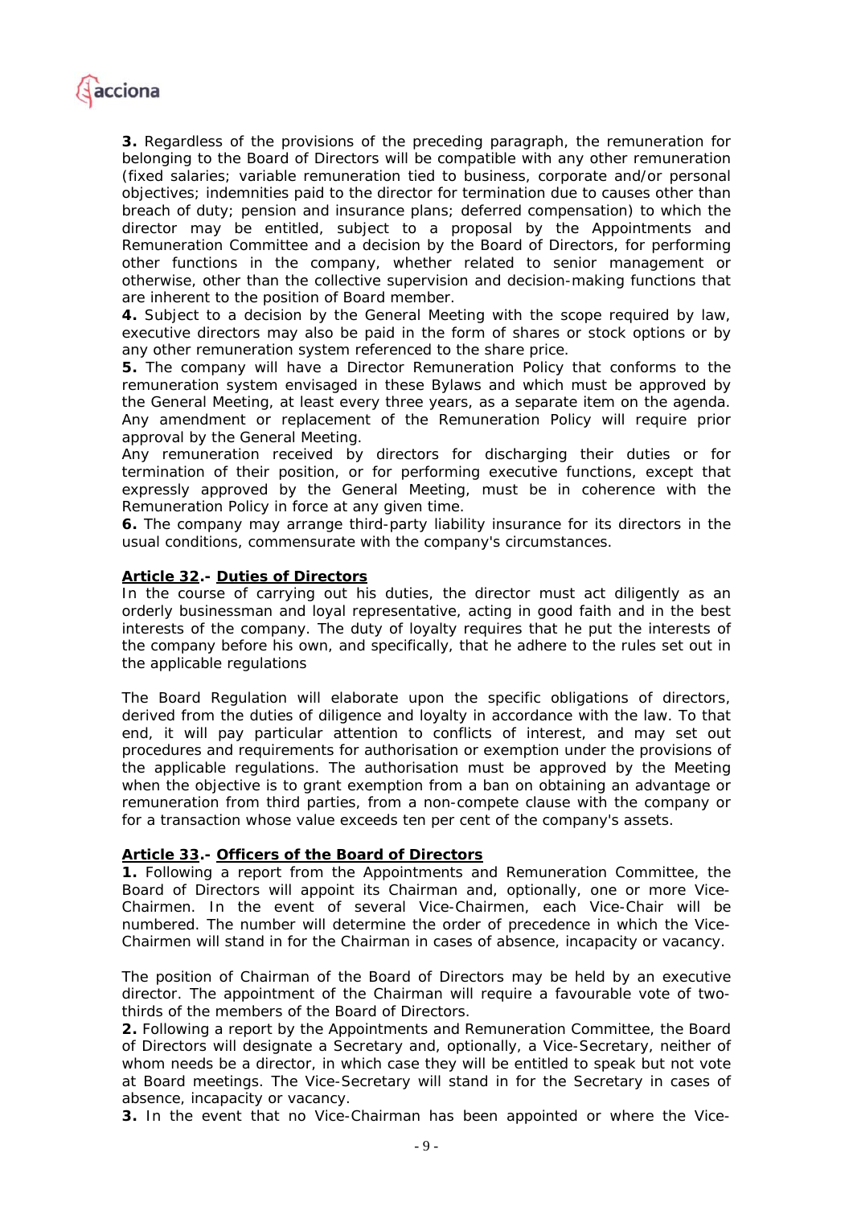**3.** Regardless of the provisions of the preceding paragraph, the remuneration for belonging to the Board of Directors will be compatible with any other remuneration (fixed salaries; variable remuneration tied to business, corporate and/or personal objectives; indemnities paid to the director for termination due to causes other than breach of duty; pension and insurance plans; deferred compensation) to which the director may be entitled, subject to a proposal by the Appointments and Remuneration Committee and a decision by the Board of Directors, for performing other functions in the company, whether related to senior management or otherwise, other than the collective supervision and decision-making functions that are inherent to the position of Board member.

**4.** Subject to a decision by the General Meeting with the scope required by law, executive directors may also be paid in the form of shares or stock options or by any other remuneration system referenced to the share price.

**5.** The company will have a Director Remuneration Policy that conforms to the remuneration system envisaged in these Bylaws and which must be approved by the General Meeting, at least every three years, as a separate item on the agenda. Any amendment or replacement of the Remuneration Policy will require prior approval by the General Meeting.

Any remuneration received by directors for discharging their duties or for termination of their position, or for performing executive functions, except that expressly approved by the General Meeting, must be in coherence with the Remuneration Policy in force at any given time.

**6.** The company may arrange third-party liability insurance for its directors in the usual conditions, commensurate with the company's circumstances.

**Article 32.- Duties of Directors**

In the course of carrying out his duties, the director must act diligently as an orderly businessman and loyal representative, acting in good faith and in the best interests of the company. The duty of loyalty requires that he put the interests of the company before his own, and specifically, that he adhere to the rules set out in the applicable regulations

The Board Regulation will elaborate upon the specific obligations of directors, derived from the duties of diligence and loyalty in accordance with the law. To that end, it will pay particular attention to conflicts of interest, and may set out procedures and requirements for authorisation or exemption under the provisions of the applicable regulations. The authorisation must be approved by the Meeting when the objective is to grant exemption from a ban on obtaining an advantage or remuneration from third parties, from a non-compete clause with the company or for a transaction whose value exceeds ten per cent of the company's assets.

**Article 33.- Officers of the Board of Directors**

**1.** Following a report from the Appointments and Remuneration Committee, the Board of Directors will appoint its Chairman and, optionally, one or more Vice-Chairmen. In the event of several Vice-Chairmen, each Vice-Chair will be numbered. The number will determine the order of precedence in which the Vice-Chairmen will stand in for the Chairman in cases of absence, incapacity or vacancy.

The position of Chairman of the Board of Directors may be held by an executive director. The appointment of the Chairman will require a favourable vote of two-thirds of the members of the Board of Directors.

**2.** Following a report by the Appointments and Remuneration Committee, the Board of Directors will designate a Secretary and, optionally, a Vice-Secretary, neither of whom needs be a director, in which case they will be entitled to speak but not vote at Board meetings. The Vice-Secretary will stand in for the Secretary in cases of absence, incapacity or vacancy.

**3.** In the event that no Vice-Chairman has been appointed or where the Vice-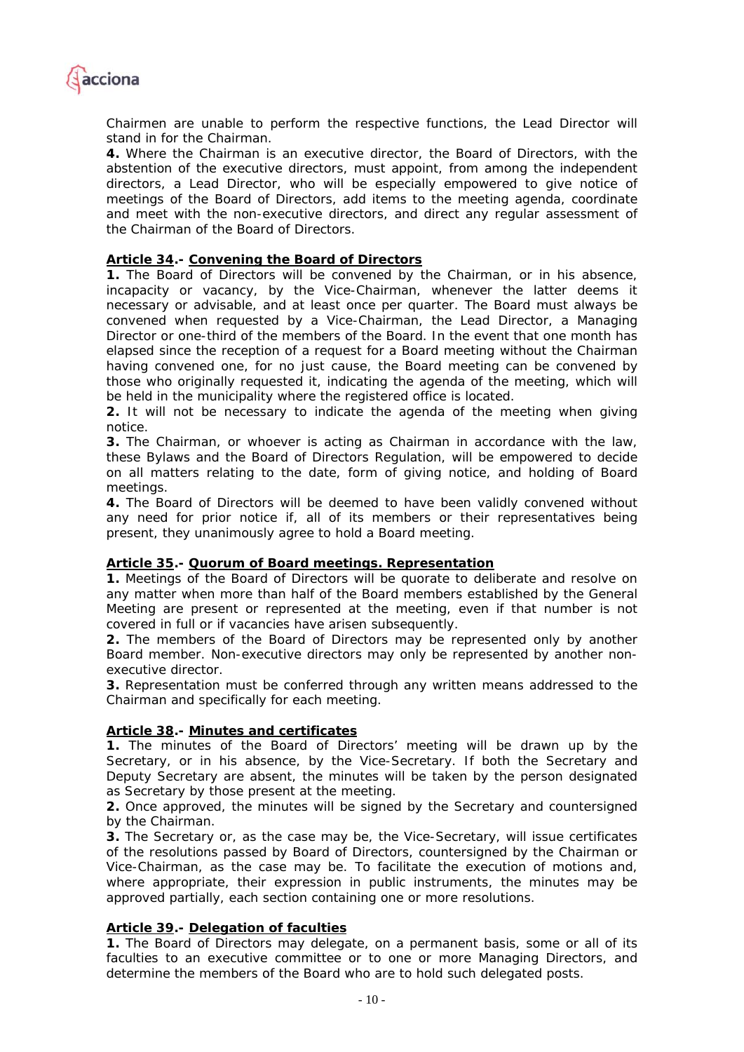Chairmen are unable to perform the respective functions, the Lead Director will stand in for the Chairman.

**4.** Where the Chairman is an executive director, the Board of Directors, with the abstention of the executive directors, must appoint, from among the independent directors, a Lead Director, who will be especially empowered to give notice of meetings of the Board of Directors, add items to the meeting agenda, coordinate and meet with the non-executive directors, and direct any regular assessment of the Chairman of the Board of Directors.

### **Article 34.- Convening the Board of Directors**

**1.** The Board of Directors will be convened by the Chairman, or in his absence, incapacity or vacancy, by the Vice-Chairman, whenever the latter deems it necessary or advisable, and at least once per quarter. The Board must always be convened when requested by a Vice-Chairman, the Lead Director, a Managing Director or one-third of the members of the Board. In the event that one month has elapsed since the reception of a request for a Board meeting without the Chairman having convened one, for no just cause, the Board meeting can be convened by those who originally requested it, indicating the agenda of the meeting, which will be held in the municipality where the registered office is located.

**2.** It will not be necessary to indicate the agenda of the meeting when giving notice.

**3.** The Chairman, or whoever is acting as Chairman in accordance with the law, these Bylaws and the Board of Directors Regulation, will be empowered to decide on all matters relating to the date, form of giving notice, and holding of Board meetings.

**4.** The Board of Directors will be deemed to have been validly convened without any need for prior notice if, all of its members or their representatives being present, they unanimously agree to hold a Board meeting.

### **Article 35.- Quorum of Board meetings. Representation**

**1.** Meetings of the Board of Directors will be quorate to deliberate and resolve on any matter when more than half of the Board members established by the General Meeting are present or represented at the meeting, even if that number is not covered in full or if vacancies have arisen subsequently.

**2.** The members of the Board of Directors may be represented only by another Board member. Non-executive directors may only be represented by another non-executive director.

**3.** Representation must be conferred through any written means addressed to the Chairman and specifically for each meeting.

### **Article 38.- Minutes and certificates**

**1.** The minutes of the Board of Directors' meeting will be drawn up by the Secretary, or in his absence, by the Vice-Secretary. If both the Secretary and Deputy Secretary are absent, the minutes will be taken by the person designated as Secretary by those present at the meeting.

**2.** Once approved, the minutes will be signed by the Secretary and countersigned by the Chairman.

**3.** The Secretary or, as the case may be, the Vice-Secretary, will issue certificates of the resolutions passed by Board of Directors, countersigned by the Chairman or Vice-Chairman, as the case may be. To facilitate the execution of motions and, where appropriate, their expression in public instruments, the minutes may be approved partially, each section containing one or more resolutions.

### **Article 39.- Delegation of faculties**

**1.** The Board of Directors may delegate, on a permanent basis, some or all of its faculties to an executive committee or to one or more Managing Directors, and determine the members of the Board who are to hold such delegated posts.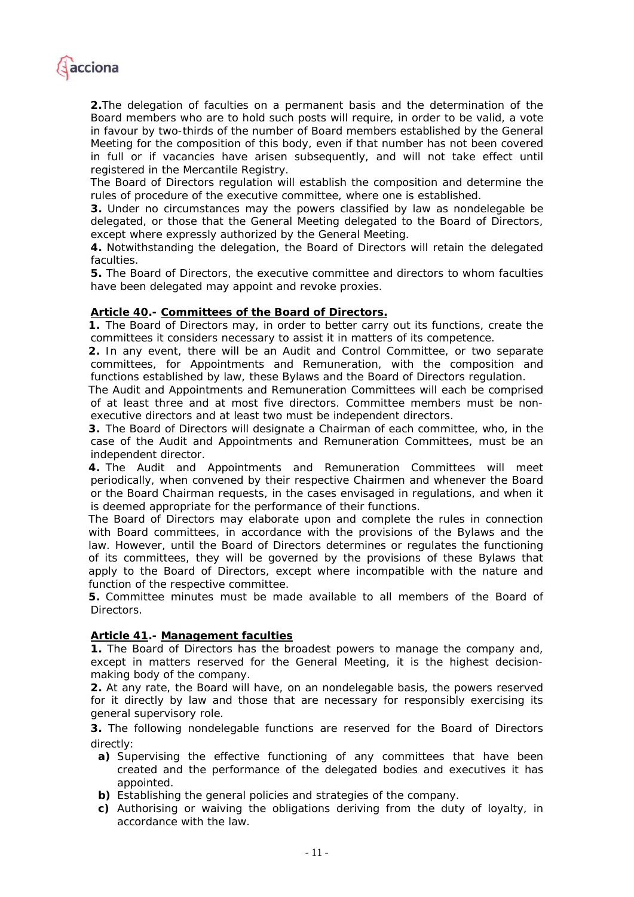**2.** The delegation of faculties on a permanent basis and the determination of the Board members who are to hold such posts will require, in order to be valid, a vote in favour by two-thirds of the number of Board members established by the General Meeting for the composition of this body, even if that number has not been covered in full or if vacancies have arisen subsequently, and will not take effect until registered in the Mercantile Registry.

The Board of Directors regulation will establish the composition and determine the rules of procedure of the executive committee, where one is established.

**3.** Under no circumstances may the powers classified by law as nondelegable be delegated, or those that the General Meeting delegated to the Board of Directors, except where expressly authorized by the General Meeting.

**4.** Notwithstanding the delegation, the Board of Directors will retain the delegated faculties.

**5.** The Board of Directors, the executive committee and directors to whom faculties have been delegated may appoint and revoke proxies.

**Article 40.- Committees of the Board of Directors.**

**1.** The Board of Directors may, in order to better carry out its functions, create the committees it considers necessary to assist it in matters of its competence.

**2.** In any event, there will be an Audit and Control Committee, or two separate committees, for Appointments and Remuneration, with the composition and functions established by law, these Bylaws and the Board of Directors regulation.

The Audit and Appointments and Remuneration Committees will each be comprised of at least three and at most five directors. Committee members must be non-executive directors and at least two must be independent directors.

**3.** The Board of Directors will designate a Chairman of each committee, who, in the case of the Audit and Appointments and Remuneration Committees, must be an independent director.

**4.** The Audit and Appointments and Remuneration Committees will meet periodically, when convened by their respective Chairmen and whenever the Board or the Board Chairman requests, in the cases envisaged in regulations, and when it is deemed appropriate for the performance of their functions.

The Board of Directors may elaborate upon and complete the rules in connection with Board committees, in accordance with the provisions of the Bylaws and the law. However, until the Board of Directors determines or regulates the functioning of its committees, they will be governed by the provisions of these Bylaws that apply to the Board of Directors, except where incompatible with the nature and function of the respective committee.

**5.** Committee minutes must be made available to all members of the Board of Directors.

**Article 41.- Management faculties**

**1.** The Board of Directors has the broadest powers to manage the company and, except in matters reserved for the General Meeting, it is the highest decision-making body of the company.

**2.** At any rate, the Board will have, on an nondelegable basis, the powers reserved for it directly by law and those that are necessary for responsibly exercising its general supervisory role.

**3.** The following nondelegable functions are reserved for the Board of Directors directly:

- **a)** Supervising the effective functioning of any committees that have been created and the performance of the delegated bodies and executives it has appointed.
- **b)** Establishing the general policies and strategies of the company.
- **c)** Authorising or waiving the obligations deriving from the duty of loyalty, in accordance with the law.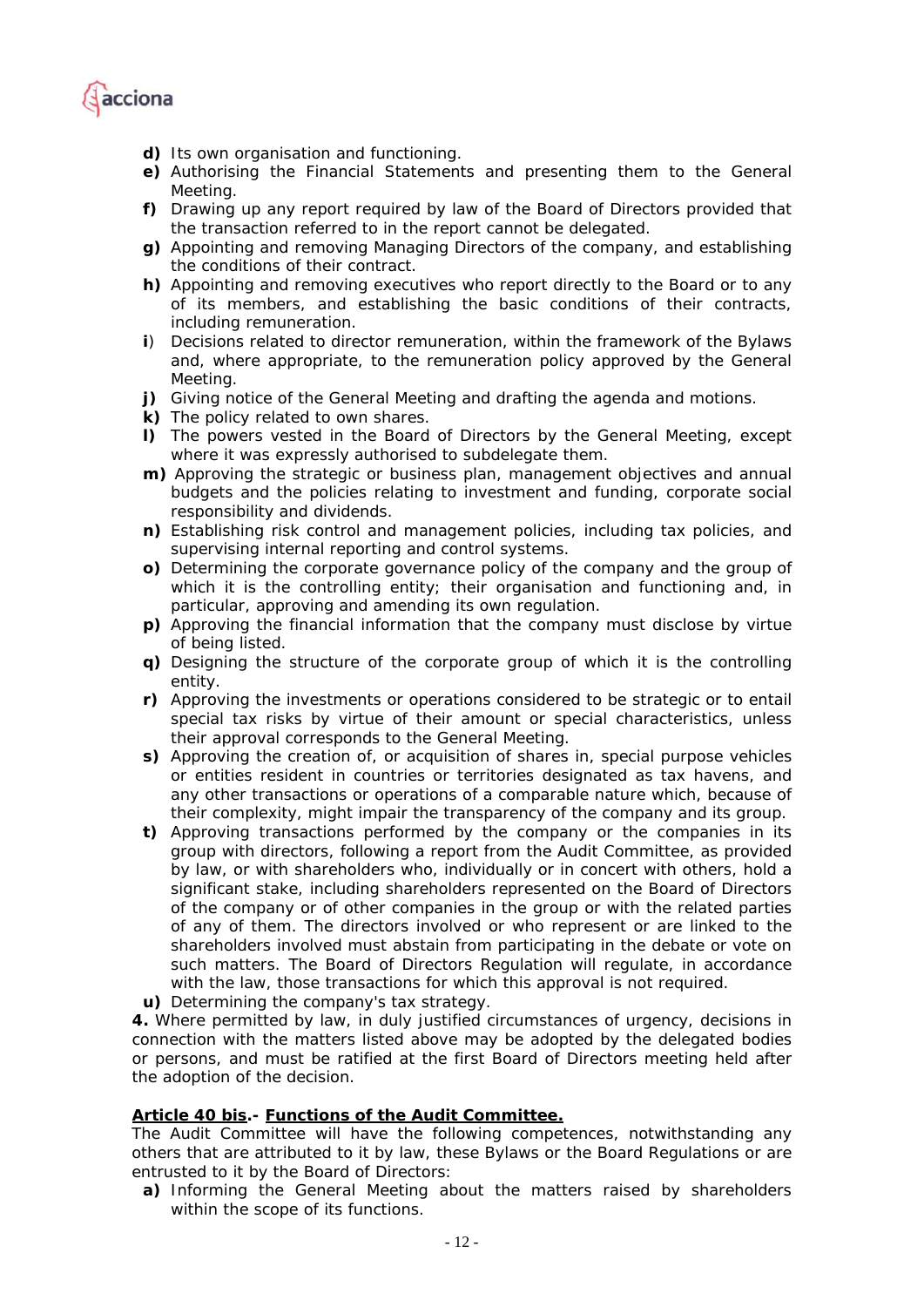**d)** Its own organisation and functioning.

**e)** Authorising the Financial Statements and presenting them to the General Meeting.

**f)** Drawing up any report required by law of the Board of Directors provided that the transaction referred to in the report cannot be delegated.

**g)** Appointing and removing Managing Directors of the company, and establishing the conditions of their contract.

**h)** Appointing and removing executives who report directly to the Board or to any of its members, and establishing the basic conditions of their contracts, including remuneration.

**i**) Decisions related to director remuneration, within the framework of the Bylaws and, where appropriate, to the remuneration policy approved by the General Meeting.

**j)** Giving notice of the General Meeting and drafting the agenda and motions.

**k)** The policy related to own shares.

**l)** The powers vested in the Board of Directors by the General Meeting, except where it was expressly authorised to subdelegate them.

**m)** Approving the strategic or business plan, management objectives and annual budgets and the policies relating to investment and funding, corporate social responsibility and dividends.

**n)** Establishing risk control and management policies, including tax policies, and supervising internal reporting and control systems.

**o)** Determining the corporate governance policy of the company and the group of which it is the controlling entity; their organisation and functioning and, in particular, approving and amending its own regulation.

**p)** Approving the financial information that the company must disclose by virtue of being listed.

**q)** Designing the structure of the corporate group of which it is the controlling entity.

**r)** Approving the investments or operations considered to be strategic or to entail special tax risks by virtue of their amount or special characteristics, unless their approval corresponds to the General Meeting.

**s)** Approving the creation of, or acquisition of shares in, special purpose vehicles or entities resident in countries or territories designated as tax havens, and any other transactions or operations of a comparable nature which, because of their complexity, might impair the transparency of the company and its group.

**t)** Approving transactions performed by the company or the companies in its group with directors, following a report from the Audit Committee, as provided by law, or with shareholders who, individually or in concert with others, hold a significant stake, including shareholders represented on the Board of Directors of the company or of other companies in the group or with the related parties of any of them. The directors involved or who represent or are linked to the shareholders involved must abstain from participating in the debate or vote on such matters. The Board of Directors Regulation will regulate, in accordance with the law, those transactions for which this approval is not required.

**u)** Determining the company's tax strategy.

**4.** Where permitted by law, in duly justified circumstances of urgency, decisions in connection with the matters listed above may be adopted by the delegated bodies or persons, and must be ratified at the first Board of Directors meeting held after the adoption of the decision.

**Article 40 bis.- Functions of the Audit Committee.**

The Audit Committee will have the following competences, notwithstanding any others that are attributed to it by law, these Bylaws or the Board Regulations or are entrusted to it by the Board of Directors:

**a)** Informing the General Meeting about the matters raised by shareholders within the scope of its functions.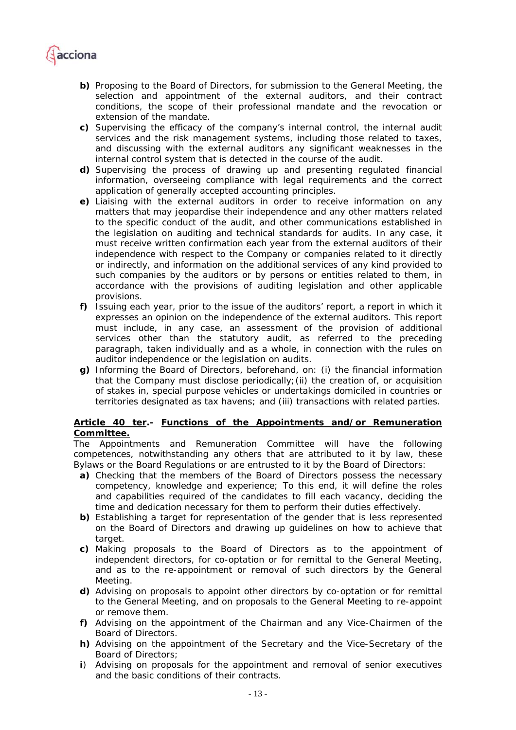**b)** Proposing to the Board of Directors, for submission to the General Meeting, the selection and appointment of the external auditors, and their contract conditions, the scope of their professional mandate and the revocation or extension of the mandate.

**c)** Supervising the efficacy of the company's internal control, the internal audit services and the risk management systems, including those related to taxes, and discussing with the external auditors any significant weaknesses in the internal control system that is detected in the course of the audit.

**d)** Supervising the process of drawing up and presenting regulated financial information, overseeing compliance with legal requirements and the correct application of generally accepted accounting principles.

**e)** Liaising with the external auditors in order to receive information on any matters that may jeopardise their independence and any other matters related to the specific conduct of the audit, and other communications established in the legislation on auditing and technical standards for audits. In any case, it must receive written confirmation each year from the external auditors of their independence with respect to the Company or companies related to it directly or indirectly, and information on the additional services of any kind provided to such companies by the auditors or by persons or entities related to them, in accordance with the provisions of auditing legislation and other applicable provisions.

**f)** Issuing each year, prior to the issue of the auditors' report, a report in which it expresses an opinion on the independence of the external auditors. This report must include, in any case, an assessment of the provision of additional services other than the statutory audit, as referred to the preceding paragraph, taken individually and as a whole, in connection with the rules on auditor independence or the legislation on audits.

**g)** Informing the Board of Directors, beforehand, on: (i) the financial information that the Company must disclose periodically;(ii) the creation of, or acquisition of stakes in, special purpose vehicles or undertakings domiciled in countries or territories designated as tax havens; and (iii) transactions with related parties.

**Article 40 ter.- Functions of the Appointments and/or Remuneration Committee.**

The Appointments and Remuneration Committee will have the following competences, notwithstanding any others that are attributed to it by law, these Bylaws or the Board Regulations or are entrusted to it by the Board of Directors:

**a)** Checking that the members of the Board of Directors possess the necessary competency, knowledge and experience; To this end, it will define the roles and capabilities required of the candidates to fill each vacancy, deciding the time and dedication necessary for them to perform their duties effectively.

**b)** Establishing a target for representation of the gender that is less represented on the Board of Directors and drawing up guidelines on how to achieve that target.

**c)** Making proposals to the Board of Directors as to the appointment of independent directors, for co-optation or for remittal to the General Meeting, and as to the re-appointment or removal of such directors by the General Meeting.

**d)** Advising on proposals to appoint other directors by co-optation or for remittal to the General Meeting, and on proposals to the General Meeting to re-appoint or remove them.

**f)** Advising on the appointment of the Chairman and any Vice-Chairmen of the Board of Directors.

**h)** Advising on the appointment of the Secretary and the Vice-Secretary of the Board of Directors;

**i**) Advising on proposals for the appointment and removal of senior executives and the basic conditions of their contracts.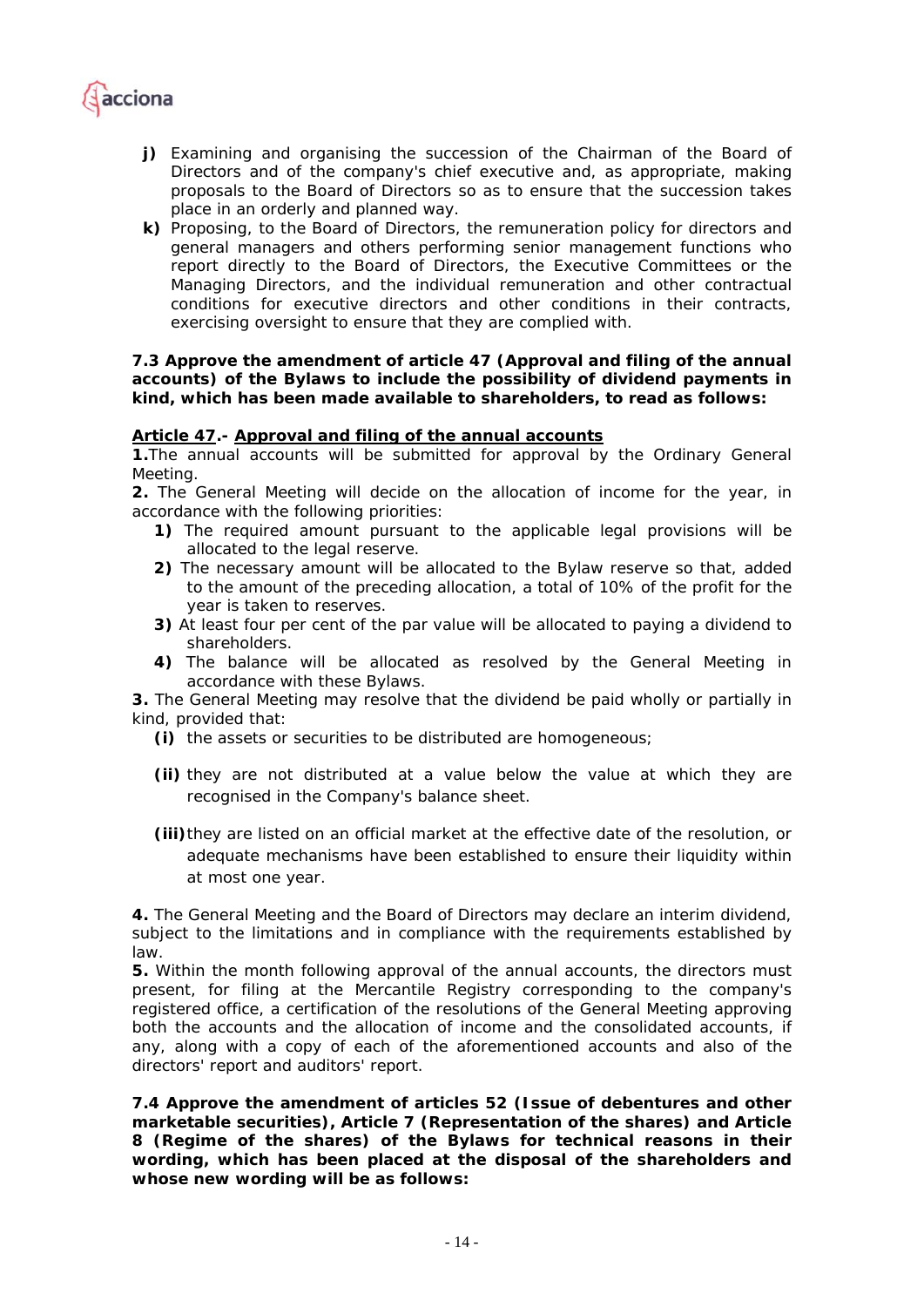**j)** Examining and organising the succession of the Chairman of the Board of Directors and of the company's chief executive and, as appropriate, making proposals to the Board of Directors so as to ensure that the succession takes place in an orderly and planned way.

**k)** Proposing, to the Board of Directors, the remuneration policy for directors and general managers and others performing senior management functions who report directly to the Board of Directors, the Executive Committees or the Managing Directors, and the individual remuneration and other contractual conditions for executive directors and other conditions in their contracts, exercising oversight to ensure that they are complied with.

**7.3 Approve the amendment of article 47 (Approval and filing of the annual accounts) of the Bylaws to include the possibility of dividend payments in kind, which has been made available to shareholders, to read as follows:**

**Article 47.- Approval and filing of the annual accounts**

**1.**The annual accounts will be submitted for approval by the Ordinary General Meeting.

**2.** The General Meeting will decide on the allocation of income for the year, in accordance with the following priorities:

**1)** The required amount pursuant to the applicable legal provisions will be allocated to the legal reserve.

**2)** The necessary amount will be allocated to the Bylaw reserve so that, added to the amount of the preceding allocation, a total of 10% of the profit for the year is taken to reserves.

**3)** At least four per cent of the par value will be allocated to paying a dividend to shareholders.

**4)** The balance will be allocated as resolved by the General Meeting in accordance with these Bylaws.

**3.** The General Meeting may resolve that the dividend be paid wholly or partially in kind, provided that:

**(i)** the assets or securities to be distributed are homogeneous;

**(ii)** they are not distributed at a value below the value at which they are recognised in the Company's balance sheet.

**(iii)** they are listed on an official market at the effective date of the resolution, or adequate mechanisms have been established to ensure their liquidity within at most one year.

**4.** The General Meeting and the Board of Directors may declare an interim dividend, subject to the limitations and in compliance with the requirements established by law.

**5.** Within the month following approval of the annual accounts, the directors must present, for filing at the Mercantile Registry corresponding to the company's registered office, a certification of the resolutions of the General Meeting approving both the accounts and the allocation of income and the consolidated accounts, if any, along with a copy of each of the aforementioned accounts and also of the directors' report and auditors' report.

**7.4 Approve the amendment of articles 52 (Issue of debentures and other marketable securities), Article 7 (Representation of the shares) and Article 8 (Regime of the shares) of the Bylaws for technical reasons in their wording, which has been placed at the disposal of the shareholders and whose new wording will be as follows:**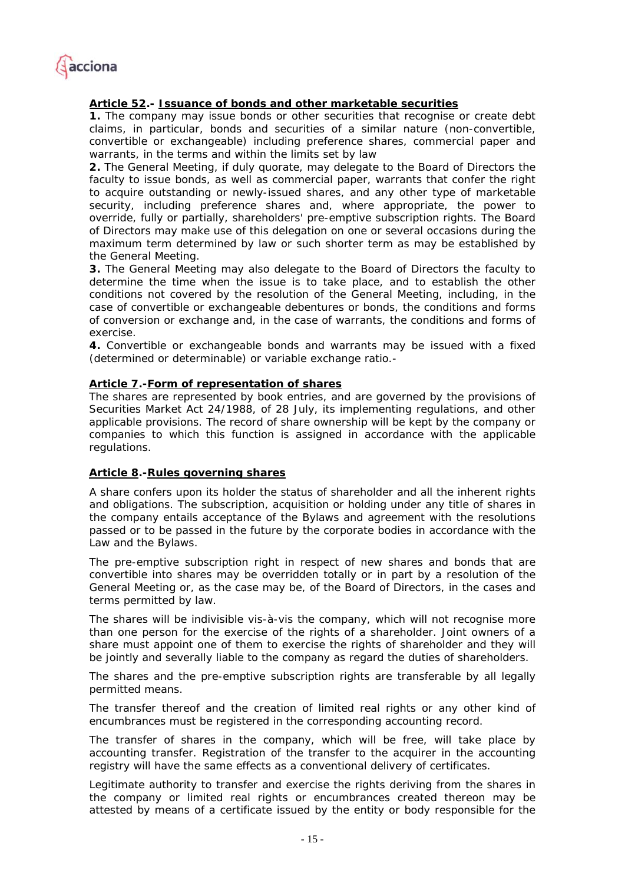**Article 52.- Issuance of bonds and other marketable securities**

**1.** The company may issue bonds or other securities that recognise or create debt claims, in particular, bonds and securities of a similar nature (non-convertible, convertible or exchangeable) including preference shares, commercial paper and warrants, in the terms and within the limits set by law

**2.** The General Meeting, if duly quorate, may delegate to the Board of Directors the faculty to issue bonds, as well as commercial paper, warrants that confer the right to acquire outstanding or newly-issued shares, and any other type of marketable security, including preference shares and, where appropriate, the power to override, fully or partially, shareholders' pre-emptive subscription rights. The Board of Directors may make use of this delegation on one or several occasions during the maximum term determined by law or such shorter term as may be established by the General Meeting.

**3.** The General Meeting may also delegate to the Board of Directors the faculty to determine the time when the issue is to take place, and to establish the other conditions not covered by the resolution of the General Meeting, including, in the case of convertible or exchangeable debentures or bonds, the conditions and forms of conversion or exchange and, in the case of warrants, the conditions and forms of exercise.

**4.** Convertible or exchangeable bonds and warrants may be issued with a fixed (determined or determinable) or variable exchange ratio.-

**Article 7.-Form of representation of shares**

The shares are represented by book entries, and are governed by the provisions of Securities Market Act 24/1988, of 28 July, its implementing regulations, and other applicable provisions. The record of share ownership will be kept by the company or companies to which this function is assigned in accordance with the applicable regulations.

**Article 8.-Rules governing shares**

A share confers upon its holder the status of shareholder and all the inherent rights and obligations. The subscription, acquisition or holding under any title of shares in the company entails acceptance of the Bylaws and agreement with the resolutions passed or to be passed in the future by the corporate bodies in accordance with the Law and the Bylaws.

The pre-emptive subscription right in respect of new shares and bonds that are convertible into shares may be overridden totally or in part by a resolution of the General Meeting or, as the case may be, of the Board of Directors, in the cases and terms permitted by law.

The shares will be indivisible vis-à-vis the company, which will not recognise more than one person for the exercise of the rights of a shareholder. Joint owners of a share must appoint one of them to exercise the rights of shareholder and they will be jointly and severally liable to the company as regard the duties of shareholders.

The shares and the pre-emptive subscription rights are transferable by all legally permitted means.

The transfer thereof and the creation of limited real rights or any other kind of encumbrances must be registered in the corresponding accounting record.

The transfer of shares in the company, which will be free, will take place by accounting transfer. Registration of the transfer to the acquirer in the accounting registry will have the same effects as a conventional delivery of certificates.

Legitimate authority to transfer and exercise the rights deriving from the shares in the company or limited real rights or encumbrances created thereon may be attested by means of a certificate issued by the entity or body responsible for the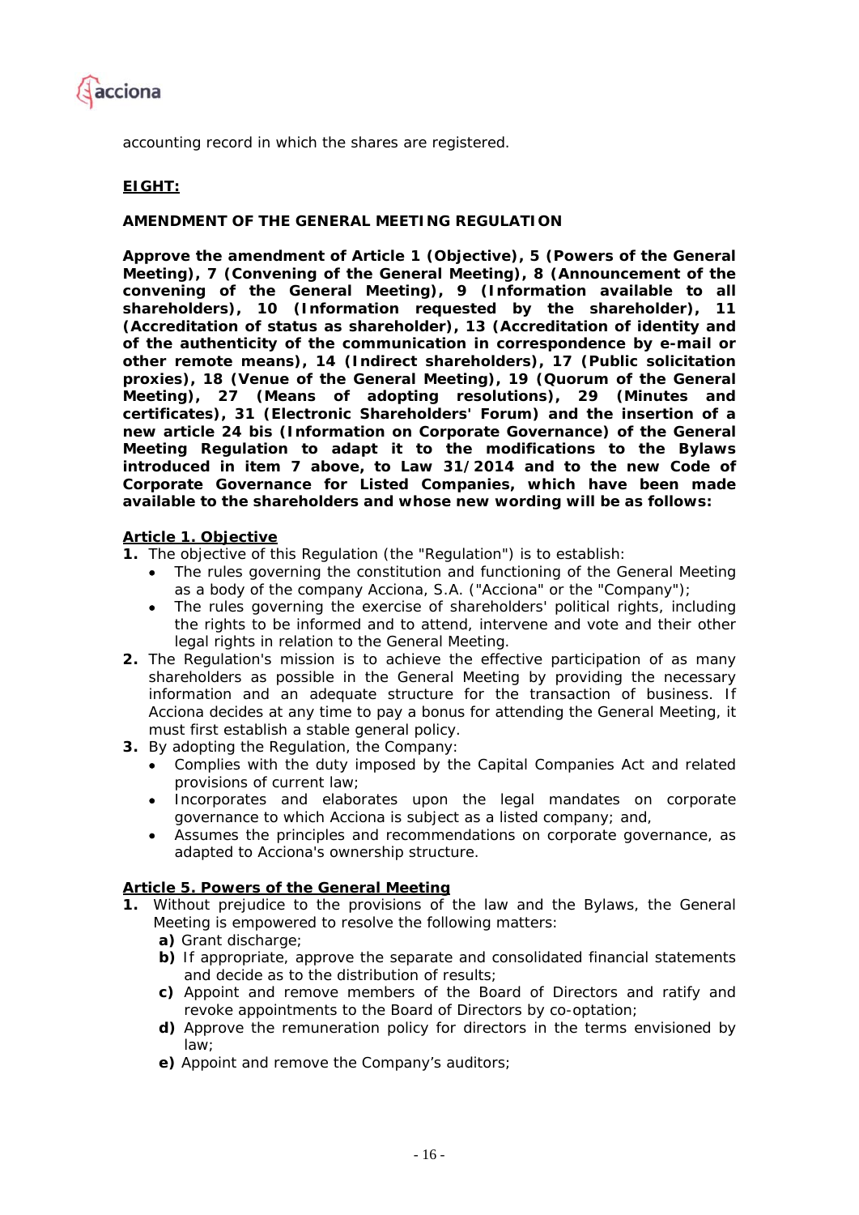accounting record in which the shares are registered.

**EIGHT:**

**AMENDMENT OF THE GENERAL MEETING REGULATION**

**Approve the amendment of Article 1 (Objective), 5 (Powers of the General Meeting), 7 (Convening of the General Meeting), 8 (Announcement of the convening of the General Meeting), 9 (Information available to all shareholders), 10 (Information requested by the shareholder), 11 (Accreditation of status as shareholder), 13 (Accreditation of identity and of the authenticity of the communication in correspondence by e-mail or other remote means), 14 (Indirect shareholders), 17 (Public solicitation proxies), 18 (Venue of the General Meeting), 19 (Quorum of the General Meeting), 27 (Means of adopting resolutions), 29 (Minutes and certificates), 31 (Electronic Shareholders' Forum) and the insertion of a new article 24 bis (Information on Corporate Governance) of the General Meeting Regulation to adapt it to the modifications to the Bylaws introduced in item 7 above, to Law 31/2014 and to the new Code of Corporate Governance for Listed Companies, which have been made available to the shareholders and whose new wording will be as follows:**

**Article 1. Objective**

1. The objective of this Regulation (the "Regulation") is to establish:
   - The rules governing the constitution and functioning of the General Meeting as a body of the company Acciona, S.A. ("Acciona" or the "Company");
   - The rules governing the exercise of shareholders' political rights, including the rights to be informed and to attend, intervene and vote and their other legal rights in relation to the General Meeting.
2. The Regulation's mission is to achieve the effective participation of as many shareholders as possible in the General Meeting by providing the necessary information and an adequate structure for the transaction of business. If Acciona decides at any time to pay a bonus for attending the General Meeting, it must first establish a stable general policy.
3. By adopting the Regulation, the Company:
   - Complies with the duty imposed by the Capital Companies Act and related provisions of current law;
   - Incorporates and elaborates upon the legal mandates on corporate governance to which Acciona is subject as a listed company; and,
   - Assumes the principles and recommendations on corporate governance, as adapted to Acciona's ownership structure.

**Article 5. Powers of the General Meeting**

1. Without prejudice to the provisions of the law and the Bylaws, the General Meeting is empowered to resolve the following matters:
   **a)** Grant discharge;
   **b)** If appropriate, approve the separate and consolidated financial statements and decide as to the distribution of results;
   **c)** Appoint and remove members of the Board of Directors and ratify and revoke appointments to the Board of Directors by co-optation;
   **d)** Approve the remuneration policy for directors in the terms envisioned by law;
   **e)** Appoint and remove the Company's auditors;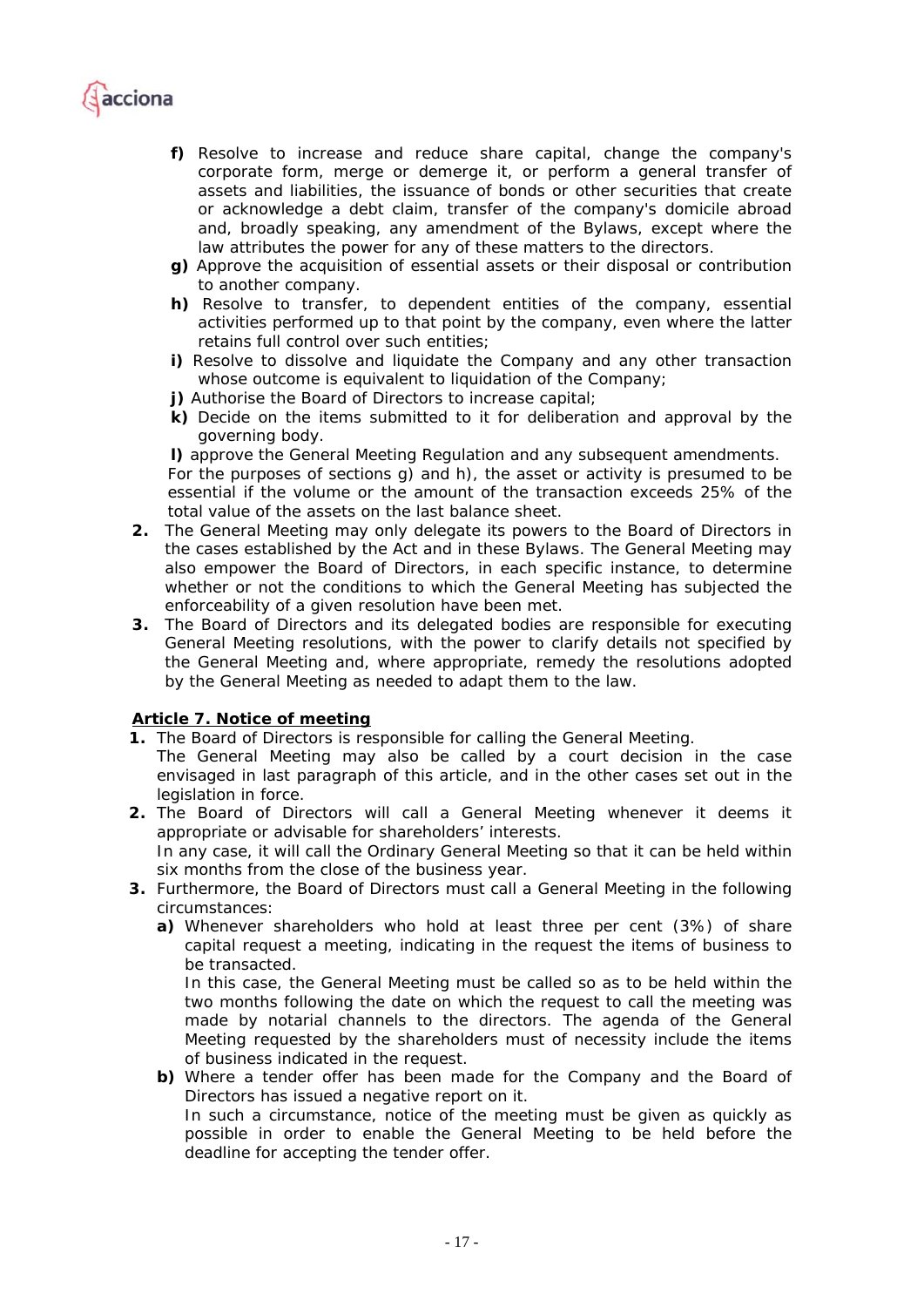- **f)** Resolve to increase and reduce share capital, change the company's corporate form, merge or demerge it, or perform a general transfer of assets and liabilities, the issuance of bonds or other securities that create or acknowledge a debt claim, transfer of the company's domicile abroad and, broadly speaking, any amendment of the Bylaws, except where the law attributes the power for any of these matters to the directors.
- **g)** Approve the acquisition of essential assets or their disposal or contribution to another company.
- **h)** Resolve to transfer, to dependent entities of the company, essential activities performed up to that point by the company, even where the latter retains full control over such entities;
- **i)** Resolve to dissolve and liquidate the Company and any other transaction whose outcome is equivalent to liquidation of the Company;
- **j)** Authorise the Board of Directors to increase capital;
- **k)** Decide on the items submitted to it for deliberation and approval by the governing body.
- **l)** approve the General Meeting Regulation and any subsequent amendments.

For the purposes of sections g) and h), the asset or activity is presumed to be essential if the volume or the amount of the transaction exceeds 25% of the total value of the assets on the last balance sheet.

2. The General Meeting may only delegate its powers to the Board of Directors in the cases established by the Act and in these Bylaws. The General Meeting may also empower the Board of Directors, in each specific instance, to determine whether or not the conditions to which the General Meeting has subjected the enforceability of a given resolution have been met.
3. The Board of Directors and its delegated bodies are responsible for executing General Meeting resolutions, with the power to clarify details not specified by the General Meeting and, where appropriate, remedy the resolutions adopted by the General Meeting as needed to adapt them to the law.

## Article 7. Notice of meeting

1. The Board of Directors is responsible for calling the General Meeting.
   The General Meeting may also be called by a court decision in the case envisaged in last paragraph of this article, and in the other cases set out in the legislation in force.
2. The Board of Directors will call a General Meeting whenever it deems it appropriate or advisable for shareholders' interests.
   In any case, it will call the Ordinary General Meeting so that it can be held within six months from the close of the business year.
3. Furthermore, the Board of Directors must call a General Meeting in the following circumstances:
   - **a)** Whenever shareholders who hold at least three per cent (3%) of share capital request a meeting, indicating in the request the items of business to be transacted.
     In this case, the General Meeting must be called so as to be held within the two months following the date on which the request to call the meeting was made by notarial channels to the directors. The agenda of the General Meeting requested by the shareholders must of necessity include the items of business indicated in the request.
   - **b)** Where a tender offer has been made for the Company and the Board of Directors has issued a negative report on it.
     In such a circumstance, notice of the meeting must be given as quickly as possible in order to enable the General Meeting to be held before the deadline for accepting the tender offer.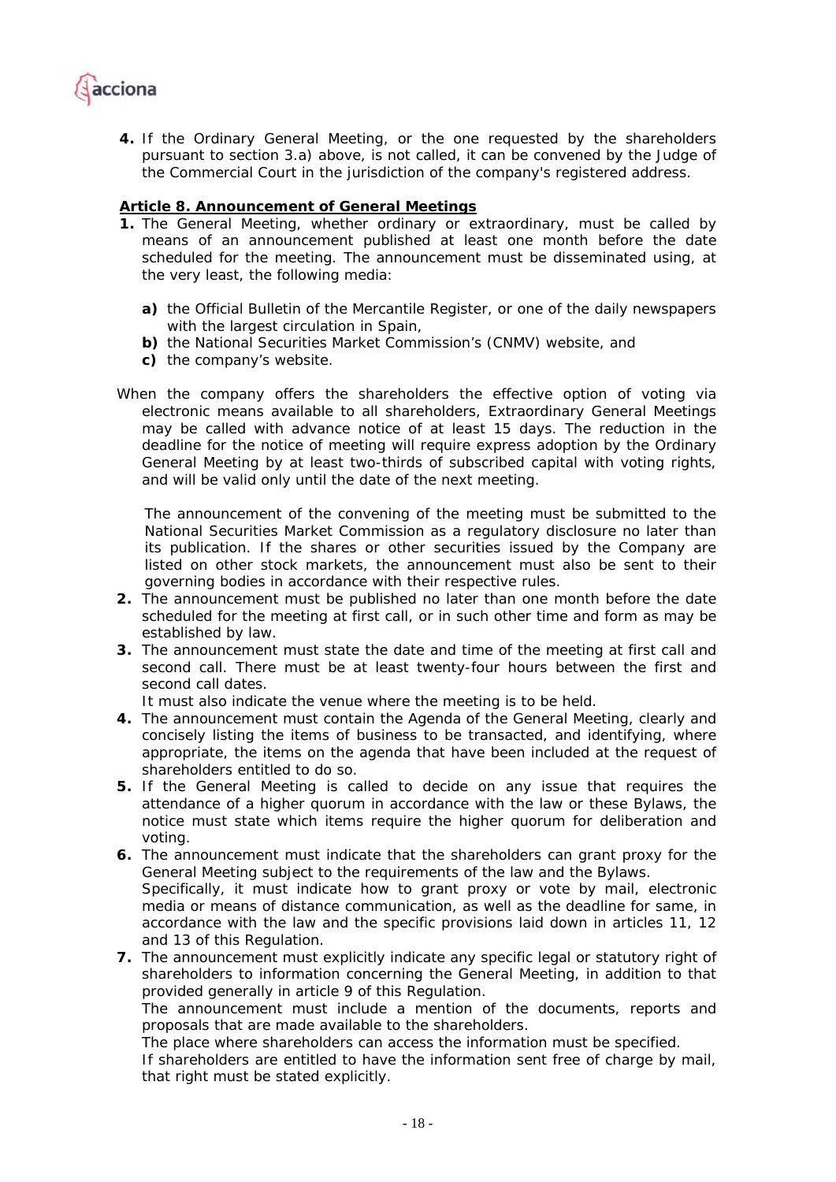4. If the Ordinary General Meeting, or the one requested by the shareholders pursuant to section 3.a) above, is not called, it can be convened by the Judge of the Commercial Court in the jurisdiction of the company's registered address.

## Article 8. Announcement of General Meetings

1. The General Meeting, whether ordinary or extraordinary, must be called by means of an announcement published at least one month before the date scheduled for the meeting. The announcement must be disseminated using, at the very least, the following media:

   **a)** the Official Bulletin of the Mercantile Register, or one of the daily newspapers with the largest circulation in Spain,
   **b)** the National Securities Market Commission's (CNMV) website, and
   **c)** the company's website.

   When the company offers the shareholders the effective option of voting via electronic means available to all shareholders, Extraordinary General Meetings may be called with advance notice of at least 15 days. The reduction in the deadline for the notice of meeting will require express adoption by the Ordinary General Meeting by at least two-thirds of subscribed capital with voting rights, and will be valid only until the date of the next meeting.

   The announcement of the convening of the meeting must be submitted to the National Securities Market Commission as a regulatory disclosure no later than its publication. If the shares or other securities issued by the Company are listed on other stock markets, the announcement must also be sent to their governing bodies in accordance with their respective rules.
2. The announcement must be published no later than one month before the date scheduled for the meeting at first call, or in such other time and form as may be established by law.
3. The announcement must state the date and time of the meeting at first call and second call. There must be at least twenty-four hours between the first and second call dates.
   It must also indicate the venue where the meeting is to be held.
4. The announcement must contain the Agenda of the General Meeting, clearly and concisely listing the items of business to be transacted, and identifying, where appropriate, the items on the agenda that have been included at the request of shareholders entitled to do so.
5. If the General Meeting is called to decide on any issue that requires the attendance of a higher quorum in accordance with the law or these Bylaws, the notice must state which items require the higher quorum for deliberation and voting.
6. The announcement must indicate that the shareholders can grant proxy for the General Meeting subject to the requirements of the law and the Bylaws.
   Specifically, it must indicate how to grant proxy or vote by mail, electronic media or means of distance communication, as well as the deadline for same, in accordance with the law and the specific provisions laid down in articles 11, 12 and 13 of this Regulation.
7. The announcement must explicitly indicate any specific legal or statutory right of shareholders to information concerning the General Meeting, in addition to that provided generally in article 9 of this Regulation.
   The announcement must include a mention of the documents, reports and proposals that are made available to the shareholders.
   The place where shareholders can access the information must be specified.
   If shareholders are entitled to have the information sent free of charge by mail, that right must be stated explicitly.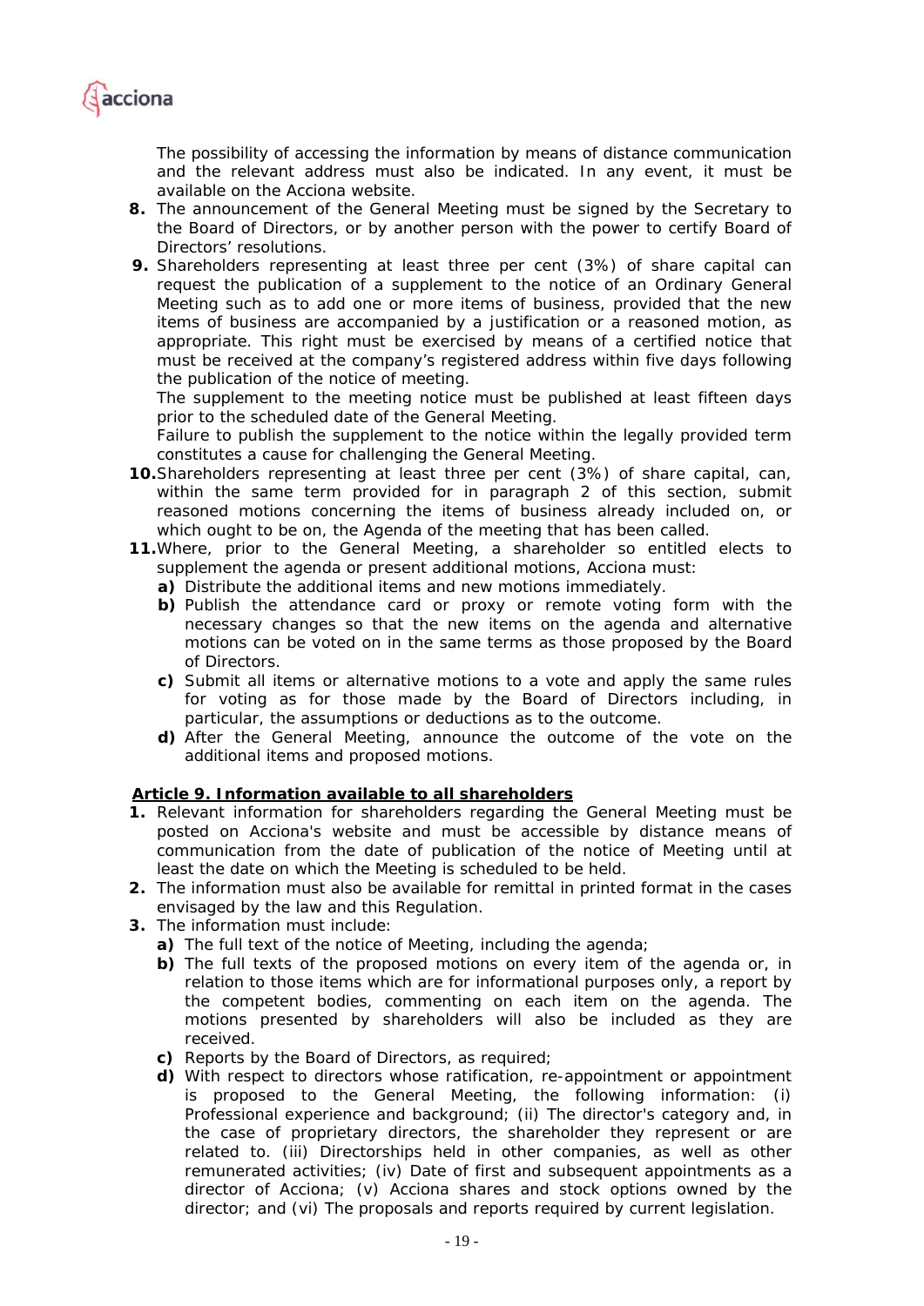The possibility of accessing the information by means of distance communication and the relevant address must also be indicated. In any event, it must be available on the Acciona website.

8. The announcement of the General Meeting must be signed by the Secretary to the Board of Directors, or by another person with the power to certify Board of Directors' resolutions.
9. Shareholders representing at least three per cent (3%) of share capital can request the publication of a supplement to the notice of an Ordinary General Meeting such as to add one or more items of business, provided that the new items of business are accompanied by a justification or a reasoned motion, as appropriate. This right must be exercised by means of a certified notice that must be received at the company's registered address within five days following the publication of the notice of meeting.
   The supplement to the meeting notice must be published at least fifteen days prior to the scheduled date of the General Meeting.
   Failure to publish the supplement to the notice within the legally provided term constitutes a cause for challenging the General Meeting.
10. Shareholders representing at least three per cent (3%) of share capital, can, within the same term provided for in paragraph 2 of this section, submit reasoned motions concerning the items of business already included on, or which ought to be on, the Agenda of the meeting that has been called.
11. Where, prior to the General Meeting, a shareholder so entitled elects to supplement the agenda or present additional motions, Acciona must:
    - **a)** Distribute the additional items and new motions immediately.
    - **b)** Publish the attendance card or proxy or remote voting form with the necessary changes so that the new items on the agenda and alternative motions can be voted on in the same terms as those proposed by the Board of Directors.
    - **c)** Submit all items or alternative motions to a vote and apply the same rules for voting as for those made by the Board of Directors including, in particular, the assumptions or deductions as to the outcome.
    - **d)** After the General Meeting, announce the outcome of the vote on the additional items and proposed motions.

## Article 9. Information available to all shareholders

1. Relevant information for shareholders regarding the General Meeting must be posted on Acciona's website and must be accessible by distance means of communication from the date of publication of the notice of Meeting until at least the date on which the Meeting is scheduled to be held.
2. The information must also be available for remittal in printed format in the cases envisaged by the law and this Regulation.
3. The information must include:
    - **a)** The full text of the notice of Meeting, including the agenda;
    - **b)** The full texts of the proposed motions on every item of the agenda or, in relation to those items which are for informational purposes only, a report by the competent bodies, commenting on each item on the agenda. The motions presented by shareholders will also be included as they are received.
    - **c)** Reports by the Board of Directors, as required;
    - **d)** With respect to directors whose ratification, re-appointment or appointment is proposed to the General Meeting, the following information: (i) Professional experience and background; (ii) The director's category and, in the case of proprietary directors, the shareholder they represent or are related to. (iii) Directorships held in other companies, as well as other remunerated activities; (iv) Date of first and subsequent appointments as a director of Acciona; (v) Acciona shares and stock options owned by the director; and (vi) The proposals and reports required by current legislation.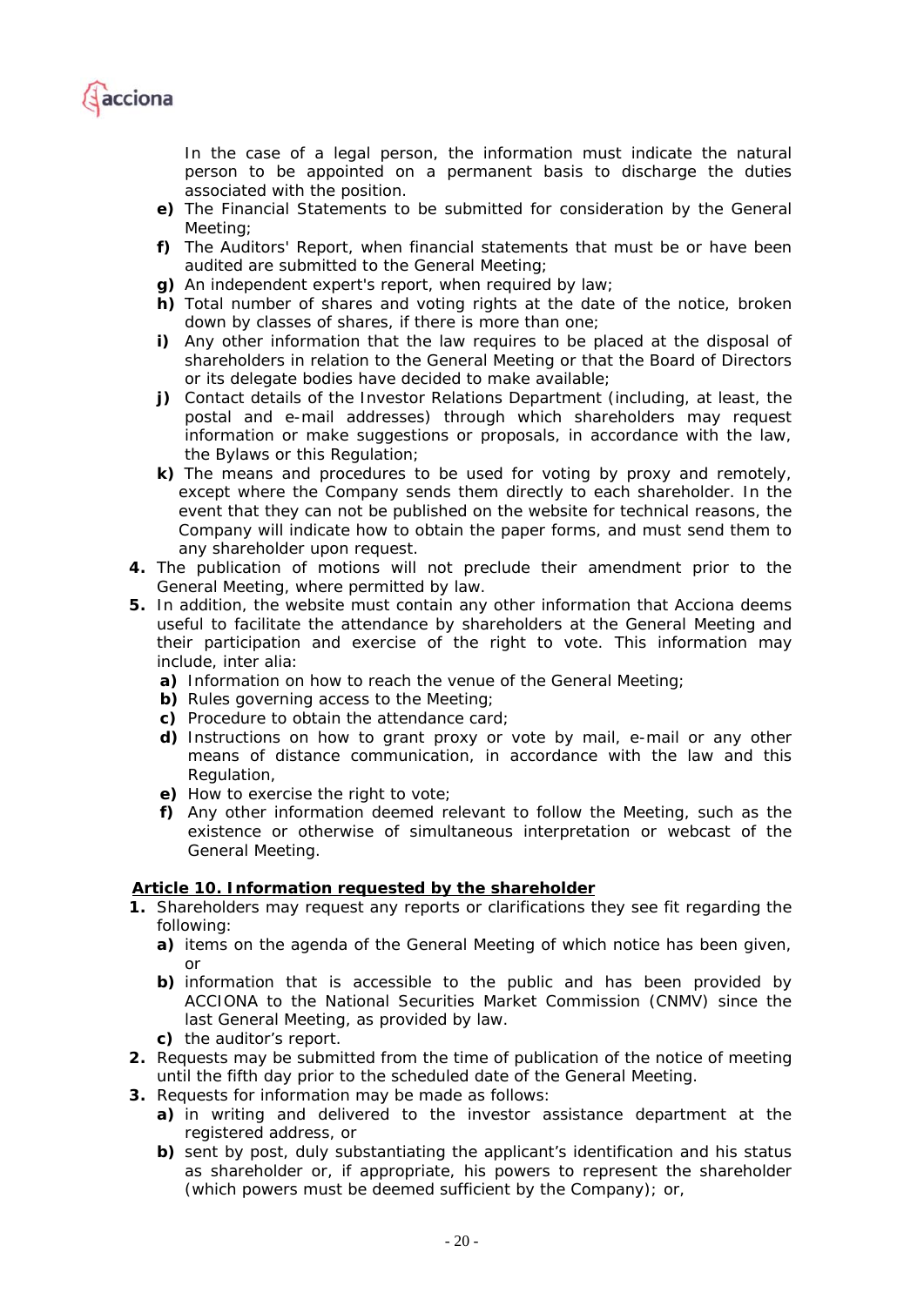In the case of a legal person, the information must indicate the natural person to be appointed on a permanent basis to discharge the duties associated with the position.

**e)** The Financial Statements to be submitted for consideration by the General Meeting;

**f)** The Auditors' Report, when financial statements that must be or have been audited are submitted to the General Meeting;

**g)** An independent expert's report, when required by law;

**h)** Total number of shares and voting rights at the date of the notice, broken down by classes of shares, if there is more than one;

**i)** Any other information that the law requires to be placed at the disposal of shareholders in relation to the General Meeting or that the Board of Directors or its delegate bodies have decided to make available;

**j)** Contact details of the Investor Relations Department (including, at least, the postal and e-mail addresses) through which shareholders may request information or make suggestions or proposals, in accordance with the law, the Bylaws or this Regulation;

**k)** The means and procedures to be used for voting by proxy and remotely, except where the Company sends them directly to each shareholder. In the event that they can not be published on the website for technical reasons, the Company will indicate how to obtain the paper forms, and must send them to any shareholder upon request.

**4.** The publication of motions will not preclude their amendment prior to the General Meeting, where permitted by law.

**5.** In addition, the website must contain any other information that Acciona deems useful to facilitate the attendance by shareholders at the General Meeting and their participation and exercise of the right to vote. This information may include, inter alia:

- **a)** Information on how to reach the venue of the General Meeting;
- **b)** Rules governing access to the Meeting;
- **c)** Procedure to obtain the attendance card;
- **d)** Instructions on how to grant proxy or vote by mail, e-mail or any other means of distance communication, in accordance with the law and this Regulation,
- **e)** How to exercise the right to vote;
- **f)** Any other information deemed relevant to follow the Meeting, such as the existence or otherwise of simultaneous interpretation or webcast of the General Meeting.

**<u>Article 10. Information requested by the shareholder</u>**

**1.** Shareholders may request any reports or clarifications they see fit regarding the following:

- **a)** items on the agenda of the General Meeting of which notice has been given, or
- **b)** information that is accessible to the public and has been provided by ACCIONA to the National Securities Market Commission (CNMV) since the last General Meeting, as provided by law.
- **c)** the auditor's report.

**2.** Requests may be submitted from the time of publication of the notice of meeting until the fifth day prior to the scheduled date of the General Meeting.

**3.** Requests for information may be made as follows:

- **a)** in writing and delivered to the investor assistance department at the registered address, or
- **b)** sent by post, duly substantiating the applicant's identification and his status as shareholder or, if appropriate, his powers to represent the shareholder (which powers must be deemed sufficient by the Company); or,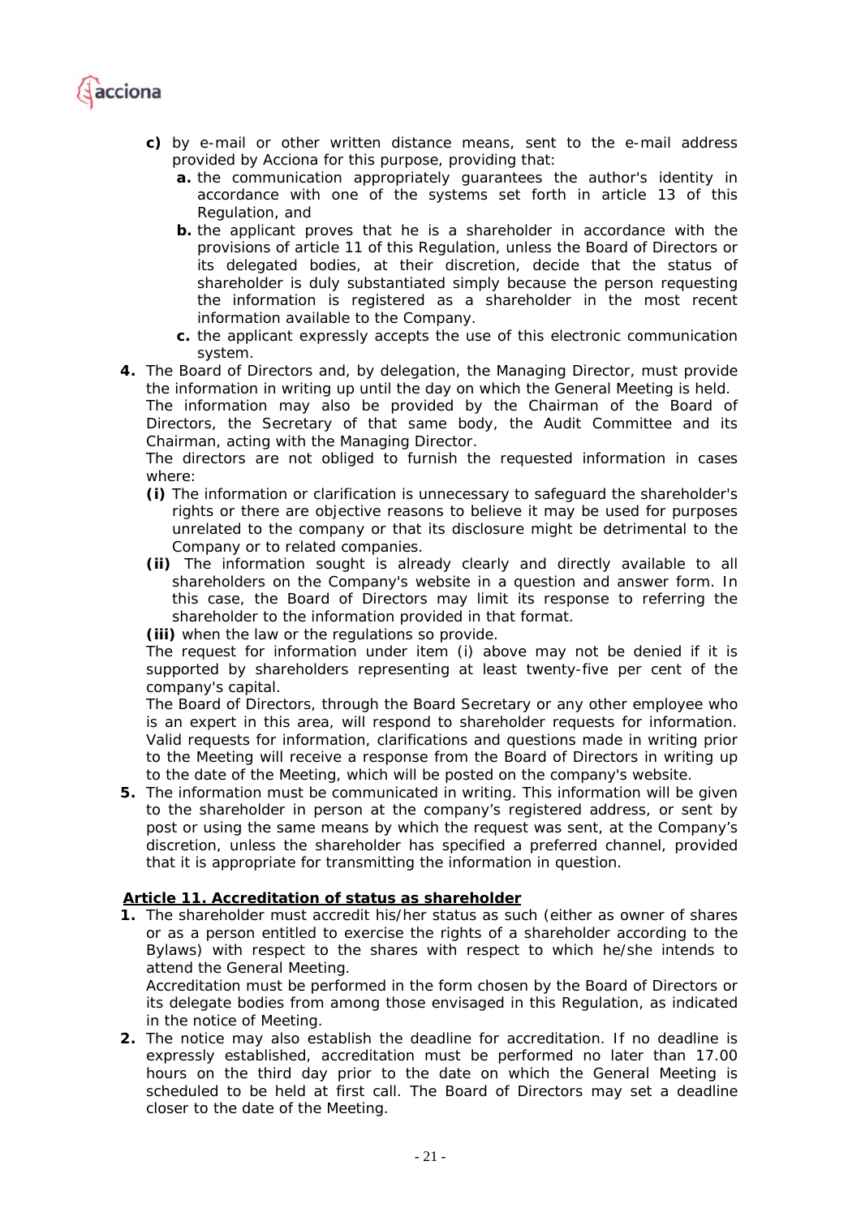- **c)** by e-mail or other written distance means, sent to the e-mail address provided by Acciona for this purpose, providing that:
  - **a.** the communication appropriately guarantees the author's identity in accordance with one of the systems set forth in article 13 of this Regulation, and
  - **b.** the applicant proves that he is a shareholder in accordance with the provisions of article 11 of this Regulation, unless the Board of Directors or its delegated bodies, at their discretion, decide that the status of shareholder is duly substantiated simply because the person requesting the information is registered as a shareholder in the most recent information available to the Company.
  - **c.** the applicant expressly accepts the use of this electronic communication system.

**4.** The Board of Directors and, by delegation, the Managing Director, must provide the information in writing up until the day on which the General Meeting is held.
The information may also be provided by the Chairman of the Board of Directors, the Secretary of that same body, the Audit Committee and its Chairman, acting with the Managing Director.
The directors are not obliged to furnish the requested information in cases where:

- **(i)** The information or clarification is unnecessary to safeguard the shareholder's rights or there are objective reasons to believe it may be used for purposes unrelated to the company or that its disclosure might be detrimental to the Company or to related companies.
- **(ii)** The information sought is already clearly and directly available to all shareholders on the Company's website in a question and answer form. In this case, the Board of Directors may limit its response to referring the shareholder to the information provided in that format.
- **(iii)** when the law or the regulations so provide.

The request for information under item (i) above may not be denied if it is supported by shareholders representing at least twenty-five per cent of the company's capital.
The Board of Directors, through the Board Secretary or any other employee who is an expert in this area, will respond to shareholder requests for information. Valid requests for information, clarifications and questions made in writing prior to the Meeting will receive a response from the Board of Directors in writing up to the date of the Meeting, which will be posted on the company's website.

**5.** The information must be communicated in writing. This information will be given to the shareholder in person at the company's registered address, or sent by post or using the same means by which the request was sent, at the Company's discretion, unless the shareholder has specified a preferred channel, provided that it is appropriate for transmitting the information in question.

## Article 11. Accreditation of status as shareholder

**1.** The shareholder must accredit his/her status as such (either as owner of shares or as a person entitled to exercise the rights of a shareholder according to the Bylaws) with respect to the shares with respect to which he/she intends to attend the General Meeting.
Accreditation must be performed in the form chosen by the Board of Directors or its delegate bodies from among those envisaged in this Regulation, as indicated in the notice of Meeting.

**2.** The notice may also establish the deadline for accreditation. If no deadline is expressly established, accreditation must be performed no later than 17.00 hours on the third day prior to the date on which the General Meeting is scheduled to be held at first call. The Board of Directors may set a deadline closer to the date of the Meeting.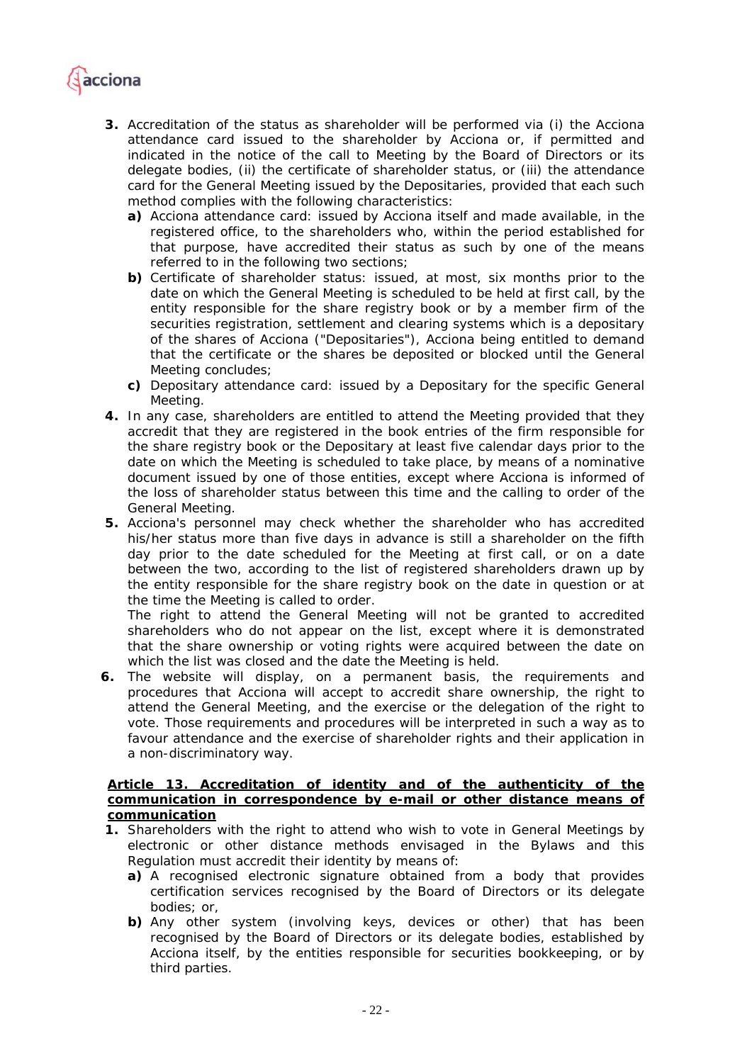3. Accreditation of the status as shareholder will be performed via (i) the Acciona attendance card issued to the shareholder by Acciona or, if permitted and indicated in the notice of the call to Meeting by the Board of Directors or its delegate bodies, (ii) the certificate of shareholder status, or (iii) the attendance card for the General Meeting issued by the Depositaries, provided that each such method complies with the following characteristics:
   a) Acciona attendance card: issued by Acciona itself and made available, in the registered office, to the shareholders who, within the period established for that purpose, have accredited their status as such by one of the means referred to in the following two sections;
   b) Certificate of shareholder status: issued, at most, six months prior to the date on which the General Meeting is scheduled to be held at first call, by the entity responsible for the share registry book or by a member firm of the securities registration, settlement and clearing systems which is a depositary of the shares of Acciona ("Depositaries"), Acciona being entitled to demand that the certificate or the shares be deposited or blocked until the General Meeting concludes;
   c) Depositary attendance card: issued by a Depositary for the specific General Meeting.
4. In any case, shareholders are entitled to attend the Meeting provided that they accredit that they are registered in the book entries of the firm responsible for the share registry book or the Depositary at least five calendar days prior to the date on which the Meeting is scheduled to take place, by means of a nominative document issued by one of those entities, except where Acciona is informed of the loss of shareholder status between this time and the calling to order of the General Meeting.
5. Acciona's personnel may check whether the shareholder who has accredited his/her status more than five days in advance is still a shareholder on the fifth day prior to the date scheduled for the Meeting at first call, or on a date between the two, according to the list of registered shareholders drawn up by the entity responsible for the share registry book on the date in question or at the time the Meeting is called to order.
   The right to attend the General Meeting will not be granted to accredited shareholders who do not appear on the list, except where it is demonstrated that the share ownership or voting rights were acquired between the date on which the list was closed and the date the Meeting is held.
6. The website will display, on a permanent basis, the requirements and procedures that Acciona will accept to accredit share ownership, the right to attend the General Meeting, and the exercise or the delegation of the right to vote. Those requirements and procedures will be interpreted in such a way as to favour attendance and the exercise of shareholder rights and their application in a non-discriminatory way.

**Article 13. Accreditation of identity and of the authenticity of the communication in correspondence by e-mail or other distance means of communication**

1. Shareholders with the right to attend who wish to vote in General Meetings by electronic or other distance methods envisaged in the Bylaws and this Regulation must accredit their identity by means of:
   a) A recognised electronic signature obtained from a body that provides certification services recognised by the Board of Directors or its delegate bodies; or,
   b) Any other system (involving keys, devices or other) that has been recognised by the Board of Directors or its delegate bodies, established by Acciona itself, by the entities responsible for securities bookkeeping, or by third parties.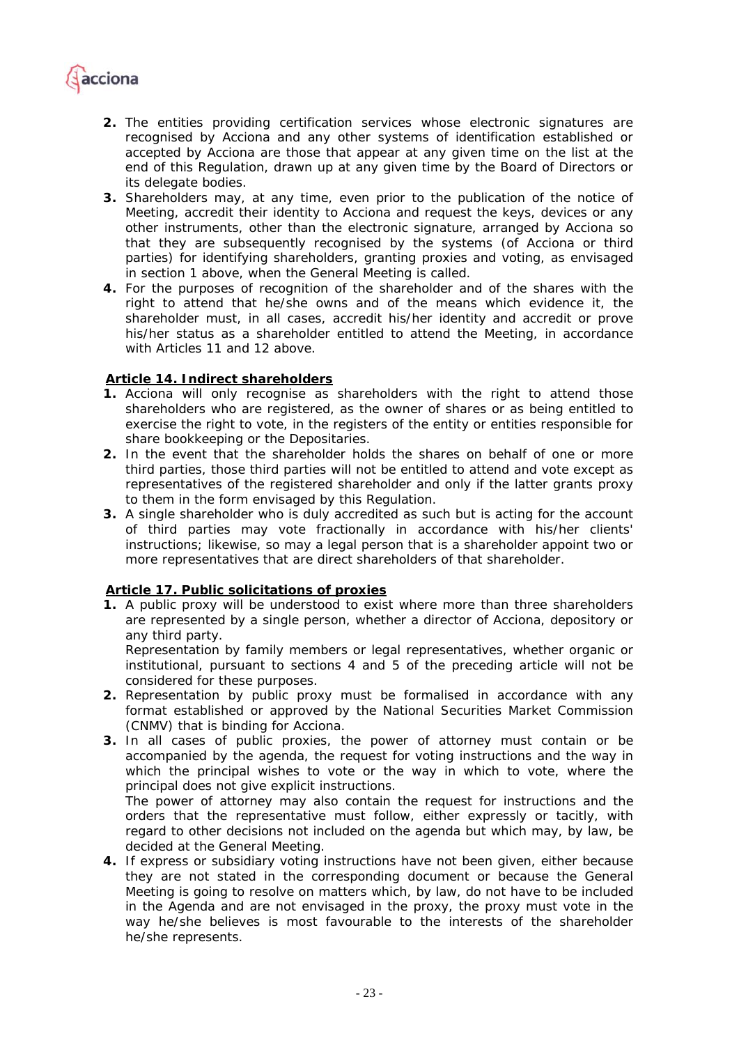2. The entities providing certification services whose electronic signatures are recognised by Acciona and any other systems of identification established or accepted by Acciona are those that appear at any given time on the list at the end of this Regulation, drawn up at any given time by the Board of Directors or its delegate bodies.
3. Shareholders may, at any time, even prior to the publication of the notice of Meeting, accredit their identity to Acciona and request the keys, devices or any other instruments, other than the electronic signature, arranged by Acciona so that they are subsequently recognised by the systems (of Acciona or third parties) for identifying shareholders, granting proxies and voting, as envisaged in section 1 above, when the General Meeting is called.
4. For the purposes of recognition of the shareholder and of the shares with the right to attend that he/she owns and of the means which evidence it, the shareholder must, in all cases, accredit his/her identity and accredit or prove his/her status as a shareholder entitled to attend the Meeting, in accordance with Articles 11 and 12 above.

**Article 14. Indirect shareholders**

1. Acciona will only recognise as shareholders with the right to attend those shareholders who are registered, as the owner of shares or as being entitled to exercise the right to vote, in the registers of the entity or entities responsible for share bookkeeping or the Depositaries.
2. In the event that the shareholder holds the shares on behalf of one or more third parties, those third parties will not be entitled to attend and vote except as representatives of the registered shareholder and only if the latter grants proxy to them in the form envisaged by this Regulation.
3. A single shareholder who is duly accredited as such but is acting for the account of third parties may vote fractionally in accordance with his/her clients' instructions; likewise, so may a legal person that is a shareholder appoint two or more representatives that are direct shareholders of that shareholder.

**Article 17. Public solicitations of proxies**

1. A public proxy will be understood to exist where more than three shareholders are represented by a single person, whether a director of Acciona, depository or any third party.
   Representation by family members or legal representatives, whether organic or institutional, pursuant to sections 4 and 5 of the preceding article will not be considered for these purposes.
2. Representation by public proxy must be formalised in accordance with any format established or approved by the National Securities Market Commission (CNMV) that is binding for Acciona.
3. In all cases of public proxies, the power of attorney must contain or be accompanied by the agenda, the request for voting instructions and the way in which the principal wishes to vote or the way in which to vote, where the principal does not give explicit instructions.
   The power of attorney may also contain the request for instructions and the orders that the representative must follow, either expressly or tacitly, with regard to other decisions not included on the agenda but which may, by law, be decided at the General Meeting.
4. If express or subsidiary voting instructions have not been given, either because they are not stated in the corresponding document or because the General Meeting is going to resolve on matters which, by law, do not have to be included in the Agenda and are not envisaged in the proxy, the proxy must vote in the way he/she believes is most favourable to the interests of the shareholder he/she represents.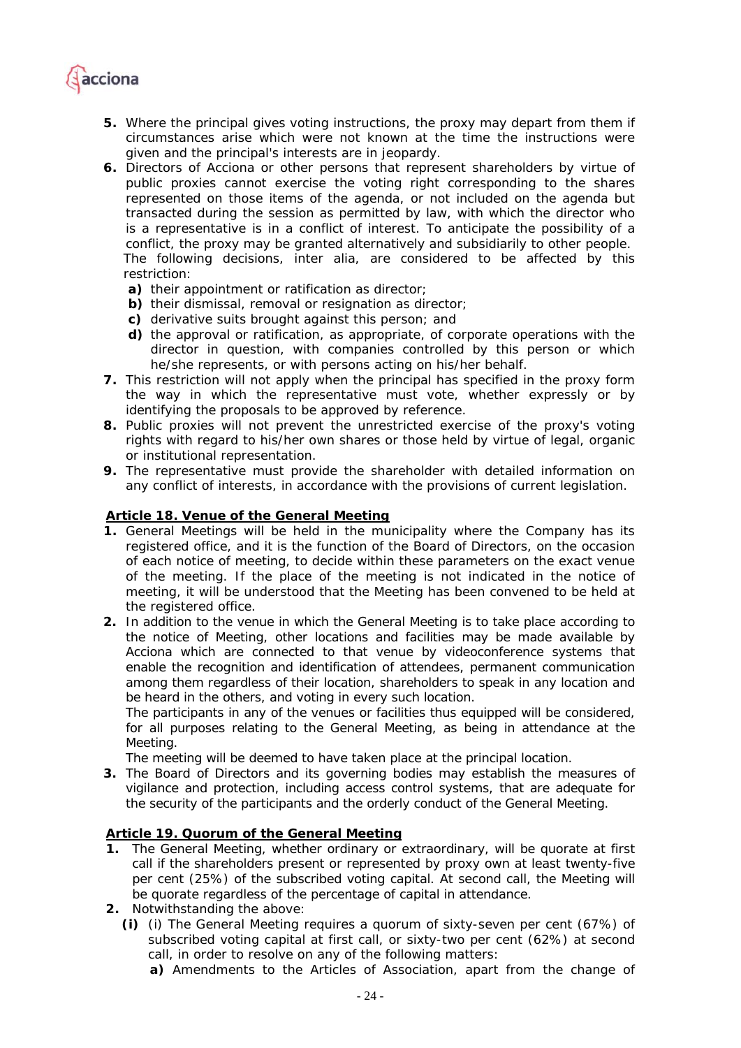5. Where the principal gives voting instructions, the proxy may depart from them if circumstances arise which were not known at the time the instructions were given and the principal's interests are in jeopardy.
6. Directors of Acciona or other persons that represent shareholders by virtue of public proxies cannot exercise the voting right corresponding to the shares represented on those items of the agenda, or not included on the agenda but transacted during the session as permitted by law, with which the director who is a representative is in a conflict of interest. To anticipate the possibility of a conflict, the proxy may be granted alternatively and subsidiarily to other people.
   The following decisions, inter alia, are considered to be affected by this restriction:
   - **a)** their appointment or ratification as director;
   - **b)** their dismissal, removal or resignation as director;
   - **c)** derivative suits brought against this person; and
   - **d)** the approval or ratification, as appropriate, of corporate operations with the director in question, with companies controlled by this person or which he/she represents, or with persons acting on his/her behalf.
7. This restriction will not apply when the principal has specified in the proxy form the way in which the representative must vote, whether expressly or by identifying the proposals to be approved by reference.
8. Public proxies will not prevent the unrestricted exercise of the proxy's voting rights with regard to his/her own shares or those held by virtue of legal, organic or institutional representation.
9. The representative must provide the shareholder with detailed information on any conflict of interests, in accordance with the provisions of current legislation.

## Article 18. Venue of the General Meeting

1. General Meetings will be held in the municipality where the Company has its registered office, and it is the function of the Board of Directors, on the occasion of each notice of meeting, to decide within these parameters on the exact venue of the meeting. If the place of the meeting is not indicated in the notice of meeting, it will be understood that the Meeting has been convened to be held at the registered office.
2. In addition to the venue in which the General Meeting is to take place according to the notice of Meeting, other locations and facilities may be made available by Acciona which are connected to that venue by videoconference systems that enable the recognition and identification of attendees, permanent communication among them regardless of their location, shareholders to speak in any location and be heard in the others, and voting in every such location.
   The participants in any of the venues or facilities thus equipped will be considered, for all purposes relating to the General Meeting, as being in attendance at the Meeting.
   The meeting will be deemed to have taken place at the principal location.
3. The Board of Directors and its governing bodies may establish the measures of vigilance and protection, including access control systems, that are adequate for the security of the participants and the orderly conduct of the General Meeting.

## Article 19. Quorum of the General Meeting

1. The General Meeting, whether ordinary or extraordinary, will be quorate at first call if the shareholders present or represented by proxy own at least twenty-five per cent (25%) of the subscribed voting capital. At second call, the Meeting will be quorate regardless of the percentage of capital in attendance.
2. Notwithstanding the above:
   - **(i)** (i) The General Meeting requires a quorum of sixty-seven per cent (67%) of subscribed voting capital at first call, or sixty-two per cent (62%) at second call, in order to resolve on any of the following matters:
     - **a)** Amendments to the Articles of Association, apart from the change of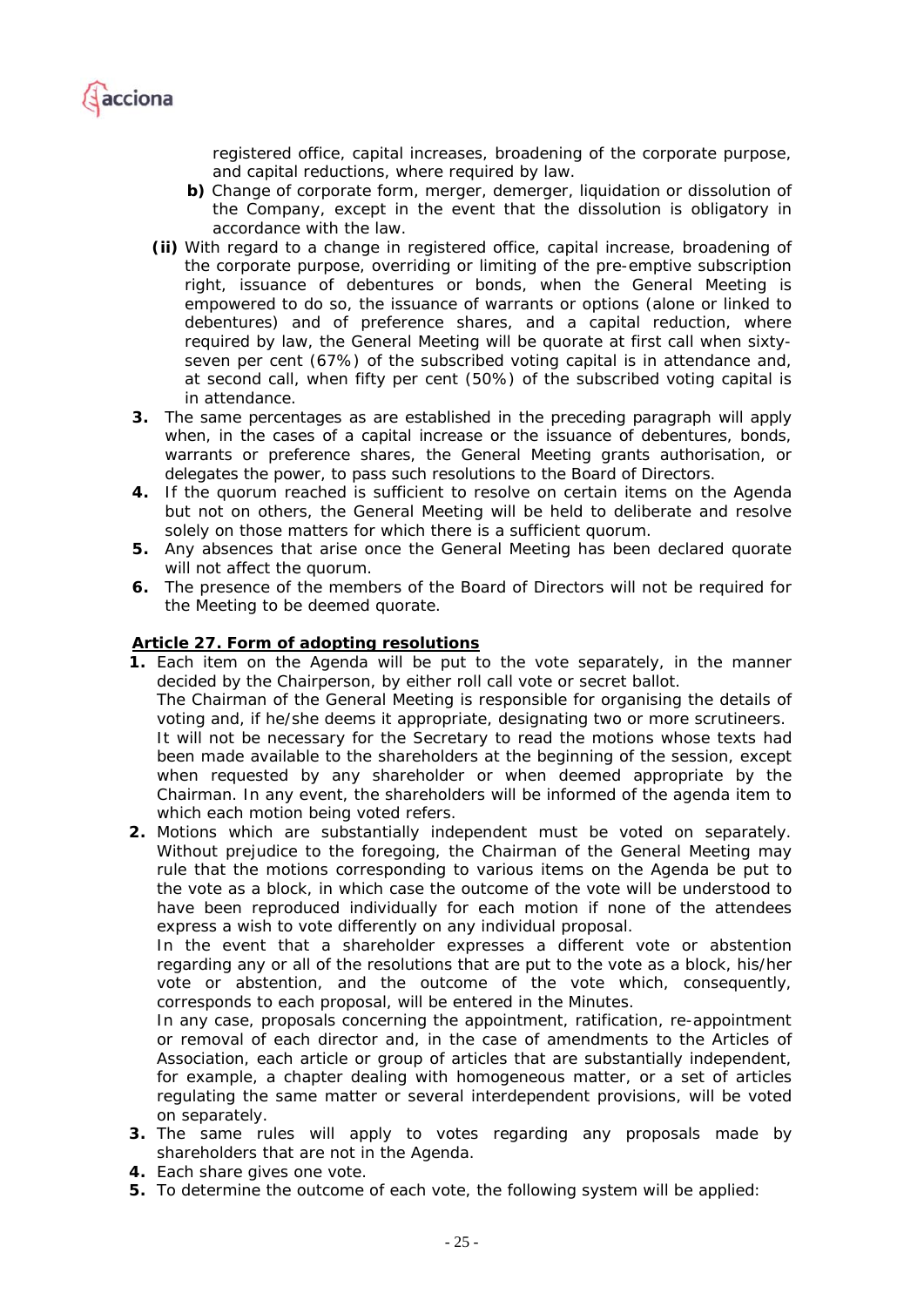registered office, capital increases, broadening of the corporate purpose, and capital reductions, where required by law.

**b)** Change of corporate form, merger, demerger, liquidation or dissolution of the Company, except in the event that the dissolution is obligatory in accordance with the law.

**(ii)** With regard to a change in registered office, capital increase, broadening of the corporate purpose, overriding or limiting of the pre-emptive subscription right, issuance of debentures or bonds, when the General Meeting is empowered to do so, the issuance of warrants or options (alone or linked to debentures) and of preference shares, and a capital reduction, where required by law, the General Meeting will be quorate at first call when sixty-seven per cent (67%) of the subscribed voting capital is in attendance and, at second call, when fifty per cent (50%) of the subscribed voting capital is in attendance.

**3.** The same percentages as are established in the preceding paragraph will apply when, in the cases of a capital increase or the issuance of debentures, bonds, warrants or preference shares, the General Meeting grants authorisation, or delegates the power, to pass such resolutions to the Board of Directors.

**4.** If the quorum reached is sufficient to resolve on certain items on the Agenda but not on others, the General Meeting will be held to deliberate and resolve solely on those matters for which there is a sufficient quorum.

**5.** Any absences that arise once the General Meeting has been declared quorate will not affect the quorum.

**6.** The presence of the members of the Board of Directors will not be required for the Meeting to be deemed quorate.

**Article 27. Form of adopting resolutions**

**1.** Each item on the Agenda will be put to the vote separately, in the manner decided by the Chairperson, by either roll call vote or secret ballot.

The Chairman of the General Meeting is responsible for organising the details of voting and, if he/she deems it appropriate, designating two or more scrutineers.

It will not be necessary for the Secretary to read the motions whose texts had been made available to the shareholders at the beginning of the session, except when requested by any shareholder or when deemed appropriate by the Chairman. In any event, the shareholders will be informed of the agenda item to which each motion being voted refers.

**2.** Motions which are substantially independent must be voted on separately. Without prejudice to the foregoing, the Chairman of the General Meeting may rule that the motions corresponding to various items on the Agenda be put to the vote as a block, in which case the outcome of the vote will be understood to have been reproduced individually for each motion if none of the attendees express a wish to vote differently on any individual proposal.

In the event that a shareholder expresses a different vote or abstention regarding any or all of the resolutions that are put to the vote as a block, his/her vote or abstention, and the outcome of the vote which, consequently, corresponds to each proposal, will be entered in the Minutes.

In any case, proposals concerning the appointment, ratification, re-appointment or removal of each director and, in the case of amendments to the Articles of Association, each article or group of articles that are substantially independent, for example, a chapter dealing with homogeneous matter, or a set of articles regulating the same matter or several interdependent provisions, will be voted on separately.

**3.** The same rules will apply to votes regarding any proposals made by shareholders that are not in the Agenda.

**4.** Each share gives one vote.

**5.** To determine the outcome of each vote, the following system will be applied: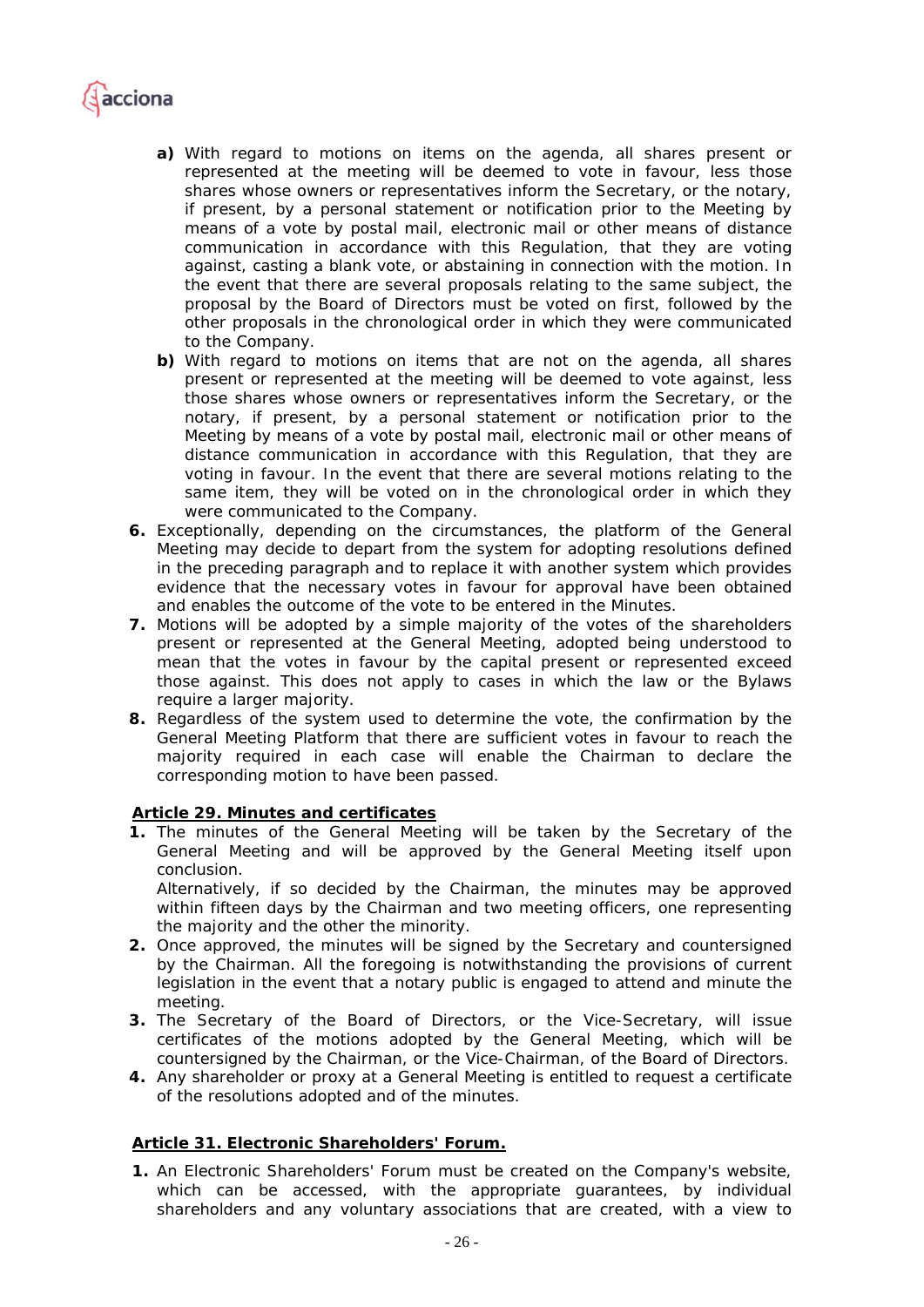- **a)** With regard to motions on items on the agenda, all shares present or represented at the meeting will be deemed to vote in favour, less those shares whose owners or representatives inform the Secretary, or the notary, if present, by a personal statement or notification prior to the Meeting by means of a vote by postal mail, electronic mail or other means of distance communication in accordance with this Regulation, that they are voting against, casting a blank vote, or abstaining in connection with the motion. In the event that there are several proposals relating to the same subject, the proposal by the Board of Directors must be voted on first, followed by the other proposals in the chronological order in which they were communicated to the Company.
- **b)** With regard to motions on items that are not on the agenda, all shares present or represented at the meeting will be deemed to vote against, less those shares whose owners or representatives inform the Secretary, or the notary, if present, by a personal statement or notification prior to the Meeting by means of a vote by postal mail, electronic mail or other means of distance communication in accordance with this Regulation, that they are voting in favour. In the event that there are several motions relating to the same item, they will be voted on in the chronological order in which they were communicated to the Company.

**6.** Exceptionally, depending on the circumstances, the platform of the General Meeting may decide to depart from the system for adopting resolutions defined in the preceding paragraph and to replace it with another system which provides evidence that the necessary votes in favour for approval have been obtained and enables the outcome of the vote to be entered in the Minutes.

**7.** Motions will be adopted by a simple majority of the votes of the shareholders present or represented at the General Meeting, adopted being understood to mean that the votes in favour by the capital present or represented exceed those against. This does not apply to cases in which the law or the Bylaws require a larger majority.

**8.** Regardless of the system used to determine the vote, the confirmation by the General Meeting Platform that there are sufficient votes in favour to reach the majority required in each case will enable the Chairman to declare the corresponding motion to have been passed.

## Article 29. Minutes and certificates

**1.** The minutes of the General Meeting will be taken by the Secretary of the General Meeting and will be approved by the General Meeting itself upon conclusion.
Alternatively, if so decided by the Chairman, the minutes may be approved within fifteen days by the Chairman and two meeting officers, one representing the majority and the other the minority.

**2.** Once approved, the minutes will be signed by the Secretary and countersigned by the Chairman. All the foregoing is notwithstanding the provisions of current legislation in the event that a notary public is engaged to attend and minute the meeting.

**3.** The Secretary of the Board of Directors, or the Vice-Secretary, will issue certificates of the motions adopted by the General Meeting, which will be countersigned by the Chairman, or the Vice-Chairman, of the Board of Directors.

**4.** Any shareholder or proxy at a General Meeting is entitled to request a certificate of the resolutions adopted and of the minutes.

## Article 31. Electronic Shareholders' Forum.

**1.** An Electronic Shareholders' Forum must be created on the Company's website, which can be accessed, with the appropriate guarantees, by individual shareholders and any voluntary associations that are created, with a view to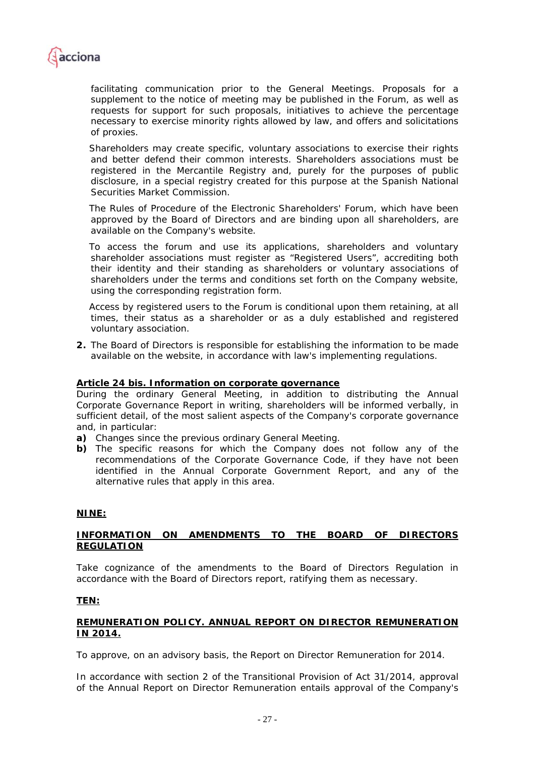facilitating communication prior to the General Meetings. Proposals for a supplement to the notice of meeting may be published in the Forum, as well as requests for support for such proposals, initiatives to achieve the percentage necessary to exercise minority rights allowed by law, and offers and solicitations of proxies.

Shareholders may create specific, voluntary associations to exercise their rights and better defend their common interests. Shareholders associations must be registered in the Mercantile Registry and, purely for the purposes of public disclosure, in a special registry created for this purpose at the Spanish National Securities Market Commission.

The Rules of Procedure of the Electronic Shareholders' Forum, which have been approved by the Board of Directors and are binding upon all shareholders, are available on the Company's website.

To access the forum and use its applications, shareholders and voluntary shareholder associations must register as "Registered Users", accrediting both their identity and their standing as shareholders or voluntary associations of shareholders under the terms and conditions set forth on the Company website, using the corresponding registration form.

Access by registered users to the Forum is conditional upon them retaining, at all times, their status as a shareholder or as a duly established and registered voluntary association.

**2.** The Board of Directors is responsible for establishing the information to be made available on the website, in accordance with law's implementing regulations.

**Article 24 bis. Information on corporate governance**

During the ordinary General Meeting, in addition to distributing the Annual Corporate Governance Report in writing, shareholders will be informed verbally, in sufficient detail, of the most salient aspects of the Company's corporate governance and, in particular:

**a)** Changes since the previous ordinary General Meeting.

**b)** The specific reasons for which the Company does not follow any of the recommendations of the Corporate Governance Code, if they have not been identified in the Annual Corporate Government Report, and any of the alternative rules that apply in this area.

**NINE:**

**INFORMATION ON AMENDMENTS TO THE BOARD OF DIRECTORS REGULATION**

Take cognizance of the amendments to the Board of Directors Regulation in accordance with the Board of Directors report, ratifying them as necessary.

**TEN:**

**REMUNERATION POLICY. ANNUAL REPORT ON DIRECTOR REMUNERATION IN 2014.**

To approve, on an advisory basis, the Report on Director Remuneration for 2014.

In accordance with section 2 of the Transitional Provision of Act 31/2014, approval of the Annual Report on Director Remuneration entails approval of the Company's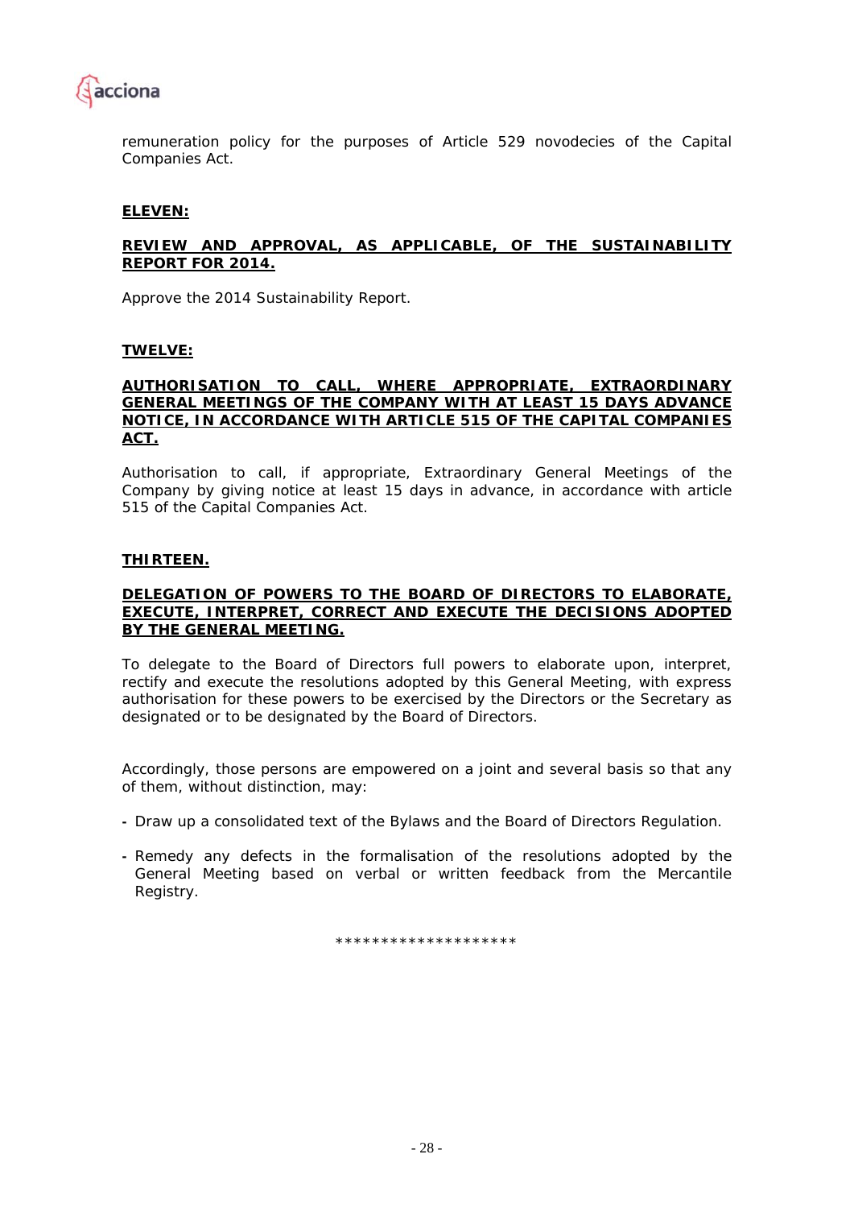remuneration policy for the purposes of Article 529 novodecies of the Capital Companies Act.

**ELEVEN:**

**REVIEW AND APPROVAL, AS APPLICABLE, OF THE SUSTAINABILITY REPORT FOR 2014.**

Approve the 2014 Sustainability Report.

**TWELVE:**

**AUTHORISATION TO CALL, WHERE APPROPRIATE, EXTRAORDINARY GENERAL MEETINGS OF THE COMPANY WITH AT LEAST 15 DAYS ADVANCE NOTICE, IN ACCORDANCE WITH ARTICLE 515 OF THE CAPITAL COMPANIES ACT.**

Authorisation to call, if appropriate, Extraordinary General Meetings of the Company by giving notice at least 15 days in advance, in accordance with article 515 of the Capital Companies Act.

**THIRTEEN.**

**DELEGATION OF POWERS TO THE BOARD OF DIRECTORS TO ELABORATE, EXECUTE, INTERPRET, CORRECT AND EXECUTE THE DECISIONS ADOPTED BY THE GENERAL MEETING.**

To delegate to the Board of Directors full powers to elaborate upon, interpret, rectify and execute the resolutions adopted by this General Meeting, with express authorisation for these powers to be exercised by the Directors or the Secretary as designated or to be designated by the Board of Directors.

Accordingly, those persons are empowered on a joint and several basis so that any of them, without distinction, may:

- Draw up a consolidated text of the Bylaws and the Board of Directors Regulation.
- Remedy any defects in the formalisation of the resolutions adopted by the General Meeting based on verbal or written feedback from the Mercantile Registry.

*******************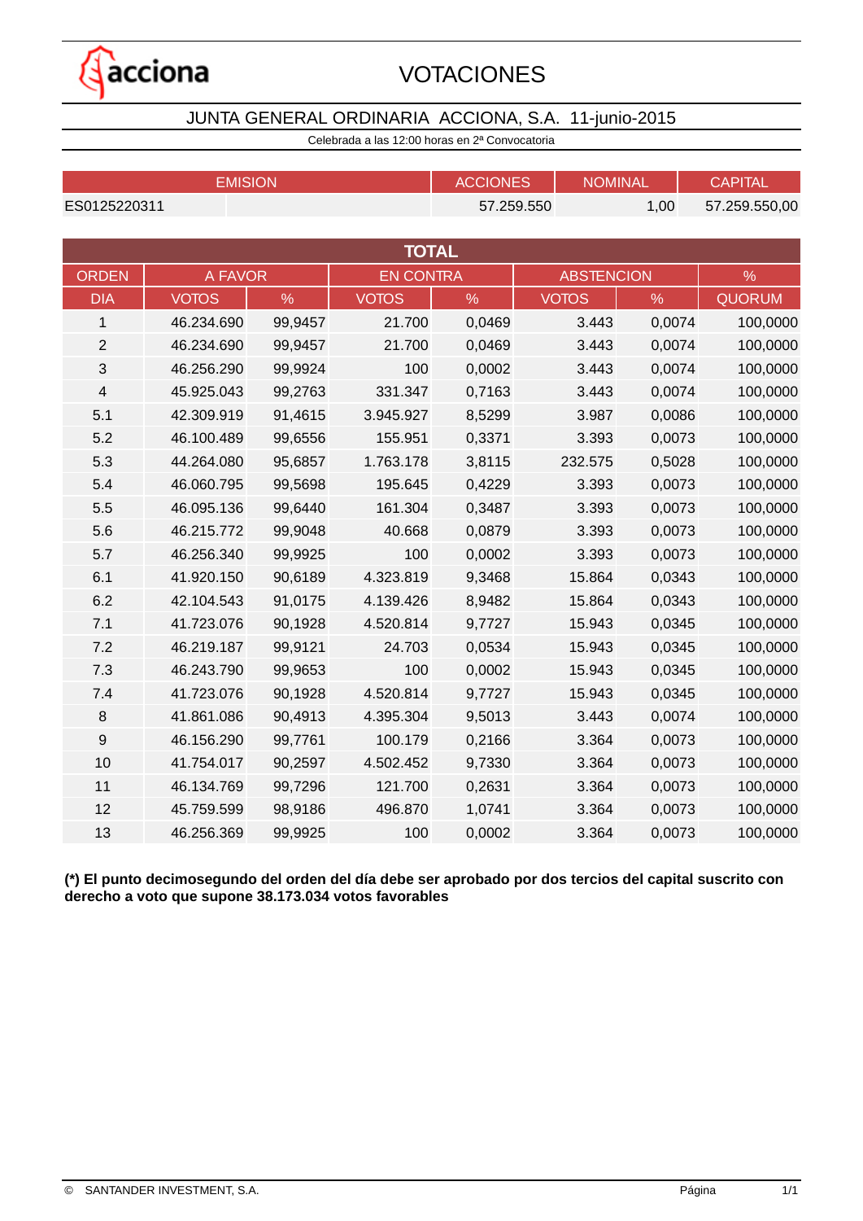# VOTACIONES

## JUNTA GENERAL ORDINARIA ACCIONA, S.A. 11-junio-2015

Celebrada a las 12:00 horas en 2ª Convocatoria

| EMISION | | ACCIONES | NOMINAL | CAPITAL |
|---|---|---|---|---|
| ES0125220311 | | 57.259.550 | 1,00 | 57.259.550,00 |

| TOTAL | | | | | | | |
|---|---|---|---|---|---|---|---|
| ORDEN | A FAVOR | | EN CONTRA | | ABSTENCION | | % |
| DIA | VOTOS | % | VOTOS | % | VOTOS | % | QUORUM |
| 1 | 46.234.690 | 99,9457 | 21.700 | 0,0469 | 3.443 | 0,0074 | 100,0000 |
| 2 | 46.234.690 | 99,9457 | 21.700 | 0,0469 | 3.443 | 0,0074 | 100,0000 |
| 3 | 46.256.290 | 99,9924 | 100 | 0,0002 | 3.443 | 0,0074 | 100,0000 |
| 4 | 45.925.043 | 99,2763 | 331.347 | 0,7163 | 3.443 | 0,0074 | 100,0000 |
| 5.1 | 42.309.919 | 91,4615 | 3.945.927 | 8,5299 | 3.987 | 0,0086 | 100,0000 |
| 5.2 | 46.100.489 | 99,6556 | 155.951 | 0,3371 | 3.393 | 0,0073 | 100,0000 |
| 5.3 | 44.264.080 | 95,6857 | 1.763.178 | 3,8115 | 232.575 | 0,5028 | 100,0000 |
| 5.4 | 46.060.795 | 99,5698 | 195.645 | 0,4229 | 3.393 | 0,0073 | 100,0000 |
| 5.5 | 46.095.136 | 99,6440 | 161.304 | 0,3487 | 3.393 | 0,0073 | 100,0000 |
| 5.6 | 46.215.772 | 99,9048 | 40.668 | 0,0879 | 3.393 | 0,0073 | 100,0000 |
| 5.7 | 46.256.340 | 99,9925 | 100 | 0,0002 | 3.393 | 0,0073 | 100,0000 |
| 6.1 | 41.920.150 | 90,6189 | 4.323.819 | 9,3468 | 15.864 | 0,0343 | 100,0000 |
| 6.2 | 42.104.543 | 91,0175 | 4.139.426 | 8,9482 | 15.864 | 0,0343 | 100,0000 |
| 7.1 | 41.723.076 | 90,1928 | 4.520.814 | 9,7727 | 15.943 | 0,0345 | 100,0000 |
| 7.2 | 46.219.187 | 99,9121 | 24.703 | 0,0534 | 15.943 | 0,0345 | 100,0000 |
| 7.3 | 46.243.790 | 99,9653 | 100 | 0,0002 | 15.943 | 0,0345 | 100,0000 |
| 7.4 | 41.723.076 | 90,1928 | 4.520.814 | 9,7727 | 15.943 | 0,0345 | 100,0000 |
| 8 | 41.861.086 | 90,4913 | 4.395.304 | 9,5013 | 3.443 | 0,0074 | 100,0000 |
| 9 | 46.156.290 | 99,7761 | 100.179 | 0,2166 | 3.364 | 0,0073 | 100,0000 |
| 10 | 41.754.017 | 90,2597 | 4.502.452 | 9,7330 | 3.364 | 0,0073 | 100,0000 |
| 11 | 46.134.769 | 99,7296 | 121.700 | 0,2631 | 3.364 | 0,0073 | 100,0000 |
| 12 | 45.759.599 | 98,9186 | 496.870 | 1,0741 | 3.364 | 0,0073 | 100,0000 |
| 13 | 46.256.369 | 99,9925 | 100 | 0,0002 | 3.364 | 0,0073 | 100,0000 |

**(*) El punto decimosegundo del orden del día debe ser aprobado por dos tercios del capital suscrito con derecho a voto que supone 38.173.034 votos favorables**

© SANTANDER INVESTMENT, S.A.